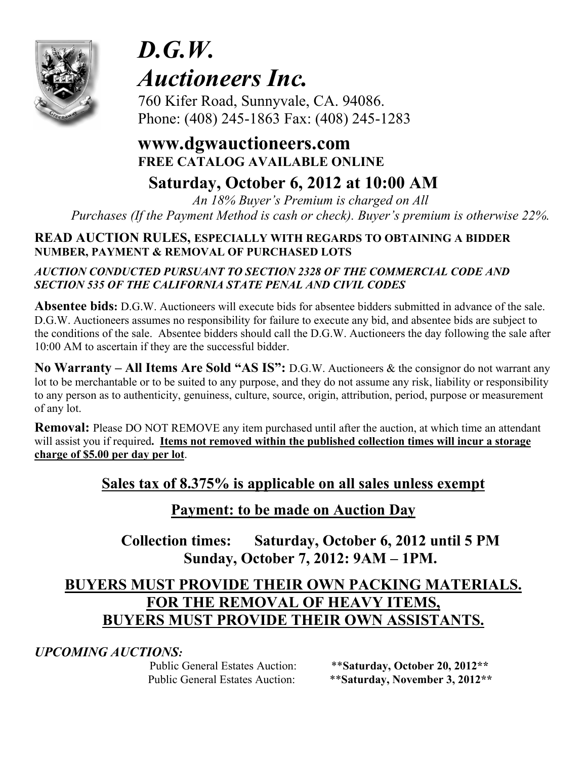# *D.G.W. Auctioneers Inc.*

760 Kifer Road, Sunnyvale, CA. 94086.
Phone: (408) 245-1863 Fax: (408) 245-1283

## www.dgwauctioneers.com

**FREE CATALOG AVAILABLE ONLINE**

## Saturday, October 6, 2012 at 10:00 AM

*An 18% Buyer's Premium is charged on All Purchases (If the Payment Method is cash or check). Buyer's premium is otherwise 22%.*

**READ AUCTION RULES, ESPECIALLY WITH REGARDS TO OBTAINING A BIDDER NUMBER, PAYMENT & REMOVAL OF PURCHASED LOTS**

***AUCTION CONDUCTED PURSUANT TO SECTION 2328 OF THE COMMERCIAL CODE AND SECTION 535 OF THE CALIFORNIA STATE PENAL AND CIVIL CODES***

**Absentee bids:** D.G.W. Auctioneers will execute bids for absentee bidders submitted in advance of the sale. D.G.W. Auctioneers assumes no responsibility for failure to execute any bid, and absentee bids are subject to the conditions of the sale. Absentee bidders should call the D.G.W. Auctioneers the day following the sale after 10:00 AM to ascertain if they are the successful bidder.

**No Warranty – All Items Are Sold "AS IS":** D.G.W. Auctioneers & the consignor do not warrant any lot to be merchantable or to be suited to any purpose, and they do not assume any risk, liability or responsibility to any person as to authenticity, genuiness, culture, source, origin, attribution, period, purpose or measurement of any lot.

**Removal:** Please DO NOT REMOVE any item purchased until after the auction, at which time an attendant will assist you if required**. Items not removed within the published collection times will incur a storage charge of $5.00 per day per lot**.

**Sales tax of 8.375% is applicable on all sales unless exempt**

**Payment: to be made on Auction Day**

**Collection times: Saturday, October 6, 2012 until 5 PM**
**Sunday, October 7, 2012: 9AM – 1PM.**

**BUYERS MUST PROVIDE THEIR OWN PACKING MATERIALS.**
**FOR THE REMOVAL OF HEAVY ITEMS,**
**BUYERS MUST PROVIDE THEIR OWN ASSISTANTS.**

***UPCOMING AUCTIONS:***

Public General Estates Auction: **Saturday, October 20, 2012**
Public General Estates Auction: **Saturday, November 3, 2012**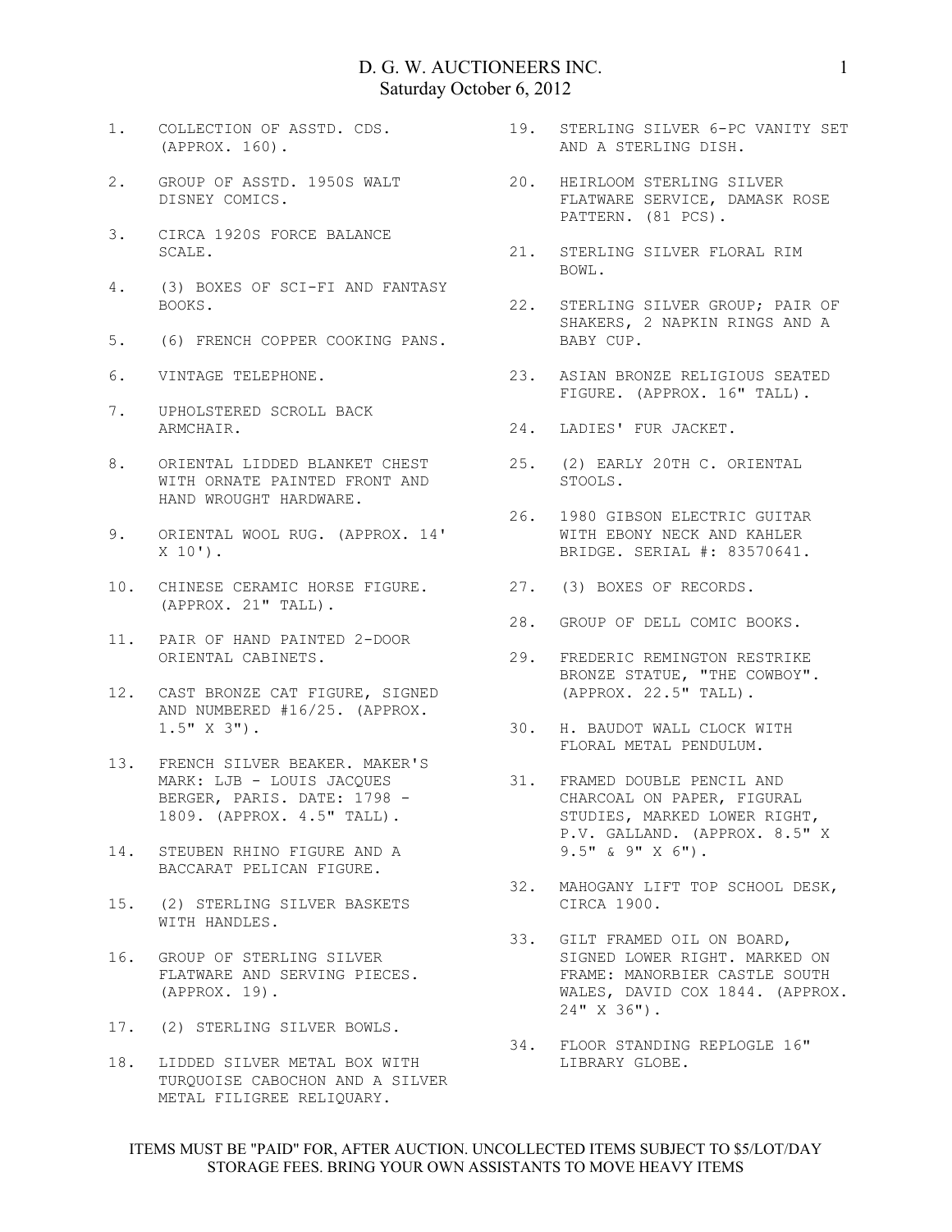# D. G. W. AUCTIONEERS INC.
## Saturday October 6, 2012

1. COLLECTION OF ASSTD. CDS. (APPROX. 160).
2. GROUP OF ASSTD. 1950S WALT DISNEY COMICS.
3. CIRCA 1920S FORCE BALANCE SCALE.
4. (3) BOXES OF SCI-FI AND FANTASY BOOKS.
5. (6) FRENCH COPPER COOKING PANS.
6. VINTAGE TELEPHONE.
7. UPHOLSTERED SCROLL BACK ARMCHAIR.
8. ORIENTAL LIDDED BLANKET CHEST WITH ORNATE PAINTED FRONT AND HAND WROUGHT HARDWARE.
9. ORIENTAL WOOL RUG. (APPROX. 14' X 10').
10. CHINESE CERAMIC HORSE FIGURE. (APPROX. 21" TALL).
11. PAIR OF HAND PAINTED 2-DOOR ORIENTAL CABINETS.
12. CAST BRONZE CAT FIGURE, SIGNED AND NUMBERED #16/25. (APPROX. 1.5" X 3").
13. FRENCH SILVER BEAKER. MAKER'S MARK: LJB - LOUIS JACQUES BERGER, PARIS. DATE: 1798 - 1809. (APPROX. 4.5" TALL).
14. STEUBEN RHINO FIGURE AND A BACCARAT PELICAN FIGURE.
15. (2) STERLING SILVER BASKETS WITH HANDLES.
16. GROUP OF STERLING SILVER FLATWARE AND SERVING PIECES. (APPROX. 19).
17. (2) STERLING SILVER BOWLS.
18. LIDDED SILVER METAL BOX WITH TURQUOISE CABOCHON AND A SILVER METAL FILIGREE RELIQUARY.
19. STERLING SILVER 6-PC VANITY SET AND A STERLING DISH.
20. HEIRLOOM STERLING SILVER FLATWARE SERVICE, DAMASK ROSE PATTERN. (81 PCS).
21. STERLING SILVER FLORAL RIM BOWL.
22. STERLING SILVER GROUP; PAIR OF SHAKERS, 2 NAPKIN RINGS AND A BABY CUP.
23. ASIAN BRONZE RELIGIOUS SEATED FIGURE. (APPROX. 16" TALL).
24. LADIES' FUR JACKET.
25. (2) EARLY 20TH C. ORIENTAL STOOLS.
26. 1980 GIBSON ELECTRIC GUITAR WITH EBONY NECK AND KAHLER BRIDGE. SERIAL #: 83570641.
27. (3) BOXES OF RECORDS.
28. GROUP OF DELL COMIC BOOKS.
29. FREDERIC REMINGTON RESTRIKE BRONZE STATUE, "THE COWBOY". (APPROX. 22.5" TALL).
30. H. BAUDOT WALL CLOCK WITH FLORAL METAL PENDULUM.
31. FRAMED DOUBLE PENCIL AND CHARCOAL ON PAPER, FIGURAL STUDIES, MARKED LOWER RIGHT, P.V. GALLAND. (APPROX. 8.5" X 9.5" & 9" X 6").
32. MAHOGANY LIFT TOP SCHOOL DESK, CIRCA 1900.
33. GILT FRAMED OIL ON BOARD, SIGNED LOWER RIGHT. MARKED ON FRAME: MANORBIER CASTLE SOUTH WALES, DAVID COX 1844. (APPROX. 24" X 36").
34. FLOOR STANDING REPLOGLE 16" LIBRARY GLOBE.

ITEMS MUST BE "PAID" FOR, AFTER AUCTION. UNCOLLECTED ITEMS SUBJECT TO $5/LOT/DAY STORAGE FEES. BRING YOUR OWN ASSISTANTS TO MOVE HEAVY ITEMS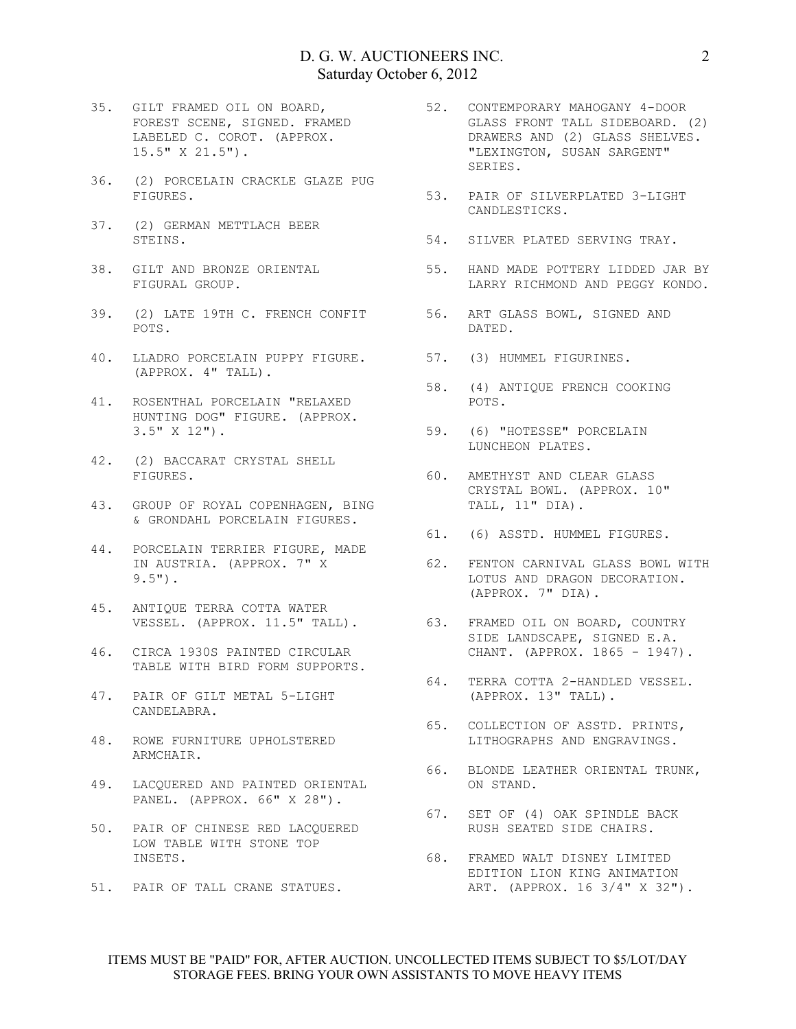35. GILT FRAMED OIL ON BOARD, FOREST SCENE, SIGNED. FRAMED LABELED C. COROT. (APPROX. 15.5" X 21.5").

36. (2) PORCELAIN CRACKLE GLAZE PUG FIGURES.

37. (2) GERMAN METTLACH BEER STEINS.

38. GILT AND BRONZE ORIENTAL FIGURAL GROUP.

39. (2) LATE 19TH C. FRENCH CONFIT POTS.

40. LLADRO PORCELAIN PUPPY FIGURE. (APPROX. 4" TALL).

41. ROSENTHAL PORCELAIN "RELAXED HUNTING DOG" FIGURE. (APPROX. 3.5" X 12").

42. (2) BACCARAT CRYSTAL SHELL FIGURES.

43. GROUP OF ROYAL COPENHAGEN, BING & GRONDAHL PORCELAIN FIGURES.

44. PORCELAIN TERRIER FIGURE, MADE IN AUSTRIA. (APPROX. 7" X 9.5").

45. ANTIQUE TERRA COTTA WATER VESSEL. (APPROX. 11.5" TALL).

46. CIRCA 1930S PAINTED CIRCULAR TABLE WITH BIRD FORM SUPPORTS.

47. PAIR OF GILT METAL 5-LIGHT CANDELABRA.

48. ROWE FURNITURE UPHOLSTERED ARMCHAIR.

49. LACQUERED AND PAINTED ORIENTAL PANEL. (APPROX. 66" X 28").

50. PAIR OF CHINESE RED LACQUERED LOW TABLE WITH STONE TOP INSETS.

51. PAIR OF TALL CRANE STATUES.

52. CONTEMPORARY MAHOGANY 4-DOOR GLASS FRONT TALL SIDEBOARD. (2) DRAWERS AND (2) GLASS SHELVES. "LEXINGTON, SUSAN SARGENT" SERIES.

53. PAIR OF SILVERPLATED 3-LIGHT CANDLESTICKS.

54. SILVER PLATED SERVING TRAY.

55. HAND MADE POTTERY LIDDED JAR BY LARRY RICHMOND AND PEGGY KONDO.

56. ART GLASS BOWL, SIGNED AND DATED.

57. (3) HUMMEL FIGURINES.

58. (4) ANTIQUE FRENCH COOKING POTS.

59. (6) "HOTESSE" PORCELAIN LUNCHEON PLATES.

60. AMETHYST AND CLEAR GLASS CRYSTAL BOWL. (APPROX. 10" TALL, 11" DIA).

61. (6) ASSTD. HUMMEL FIGURES.

62. FENTON CARNIVAL GLASS BOWL WITH LOTUS AND DRAGON DECORATION. (APPROX. 7" DIA).

63. FRAMED OIL ON BOARD, COUNTRY SIDE LANDSCAPE, SIGNED E.A. CHANT. (APPROX. 1865 - 1947).

64. TERRA COTTA 2-HANDLED VESSEL. (APPROX. 13" TALL).

65. COLLECTION OF ASSTD. PRINTS, LITHOGRAPHS AND ENGRAVINGS.

66. BLONDE LEATHER ORIENTAL TRUNK, ON STAND.

67. SET OF (4) OAK SPINDLE BACK RUSH SEATED SIDE CHAIRS.

68. FRAMED WALT DISNEY LIMITED EDITION LION KING ANIMATION ART. (APPROX. 16 3/4" X 32").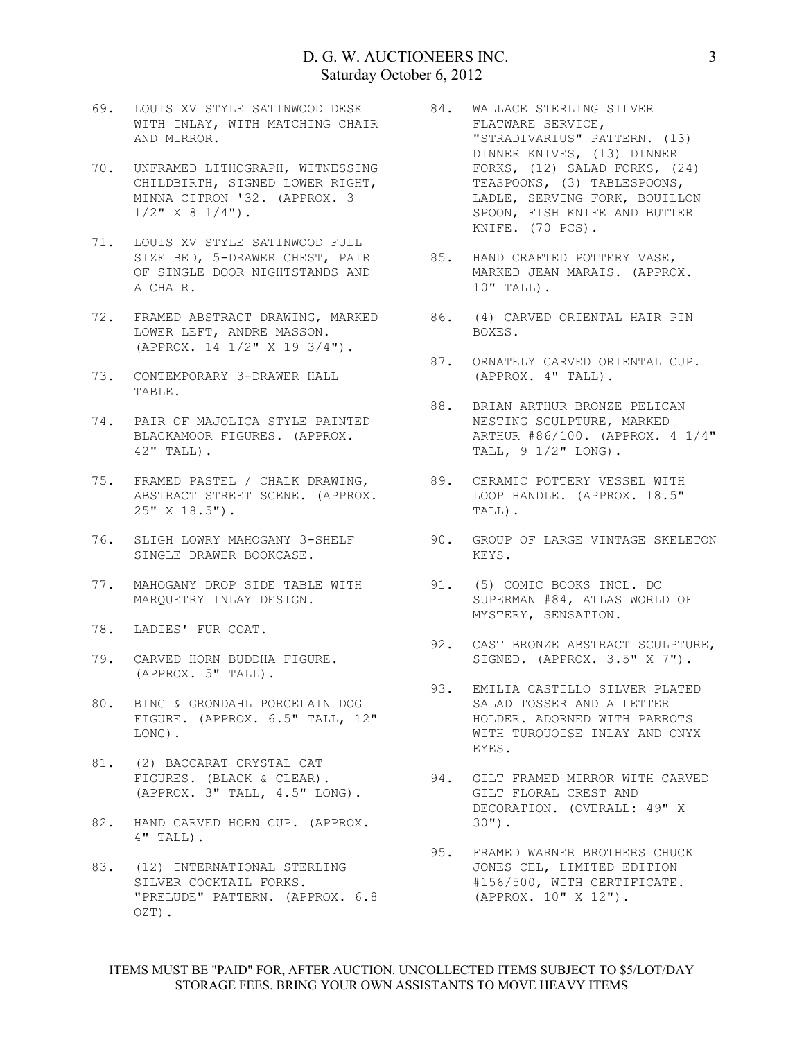69. LOUIS XV STYLE SATINWOOD DESK WITH INLAY, WITH MATCHING CHAIR AND MIRROR.

70. UNFRAMED LITHOGRAPH, WITNESSING CHILDBIRTH, SIGNED LOWER RIGHT, MINNA CITRON '32. (APPROX. 3 1/2" X 8 1/4").

71. LOUIS XV STYLE SATINWOOD FULL SIZE BED, 5-DRAWER CHEST, PAIR OF SINGLE DOOR NIGHTSTANDS AND A CHAIR.

72. FRAMED ABSTRACT DRAWING, MARKED LOWER LEFT, ANDRE MASSON. (APPROX. 14 1/2" X 19 3/4").

73. CONTEMPORARY 3-DRAWER HALL TABLE.

74. PAIR OF MAJOLICA STYLE PAINTED BLACKAMOOR FIGURES. (APPROX. 42" TALL).

75. FRAMED PASTEL / CHALK DRAWING, ABSTRACT STREET SCENE. (APPROX. 25" X 18.5").

76. SLIGH LOWRY MAHOGANY 3-SHELF SINGLE DRAWER BOOKCASE.

77. MAHOGANY DROP SIDE TABLE WITH MARQUETRY INLAY DESIGN.

78. LADIES' FUR COAT.

79. CARVED HORN BUDDHA FIGURE. (APPROX. 5" TALL).

80. BING & GRONDAHL PORCELAIN DOG FIGURE. (APPROX. 6.5" TALL, 12" LONG).

81. (2) BACCARAT CRYSTAL CAT FIGURES. (BLACK & CLEAR). (APPROX. 3" TALL, 4.5" LONG).

82. HAND CARVED HORN CUP. (APPROX. 4" TALL).

83. (12) INTERNATIONAL STERLING SILVER COCKTAIL FORKS. "PRELUDE" PATTERN. (APPROX. 6.8 OZT).

84. WALLACE STERLING SILVER FLATWARE SERVICE, "STRADIVARIUS" PATTERN. (13) DINNER KNIVES, (13) DINNER FORKS, (12) SALAD FORKS, (24) TEASPOONS, (3) TABLESPOONS, LADLE, SERVING FORK, BOUILLON SPOON, FISH KNIFE AND BUTTER KNIFE. (70 PCS).

85. HAND CRAFTED POTTERY VASE, MARKED JEAN MARAIS. (APPROX. 10" TALL).

86. (4) CARVED ORIENTAL HAIR PIN BOXES.

87. ORNATELY CARVED ORIENTAL CUP. (APPROX. 4" TALL).

88. BRIAN ARTHUR BRONZE PELICAN NESTING SCULPTURE, MARKED ARTHUR #86/100. (APPROX. 4 1/4" TALL, 9 1/2" LONG).

89. CERAMIC POTTERY VESSEL WITH LOOP HANDLE. (APPROX. 18.5" TALL).

90. GROUP OF LARGE VINTAGE SKELETON KEYS.

91. (5) COMIC BOOKS INCL. DC SUPERMAN #84, ATLAS WORLD OF MYSTERY, SENSATION.

92. CAST BRONZE ABSTRACT SCULPTURE, SIGNED. (APPROX. 3.5" X 7").

93. EMILIA CASTILLO SILVER PLATED SALAD TOSSER AND A LETTER HOLDER. ADORNED WITH PARROTS WITH TURQUOISE INLAY AND ONYX EYES.

94. GILT FRAMED MIRROR WITH CARVED GILT FLORAL CREST AND DECORATION. (OVERALL: 49" X 30").

95. FRAMED WARNER BROTHERS CHUCK JONES CEL, LIMITED EDITION #156/500, WITH CERTIFICATE. (APPROX. 10" X 12").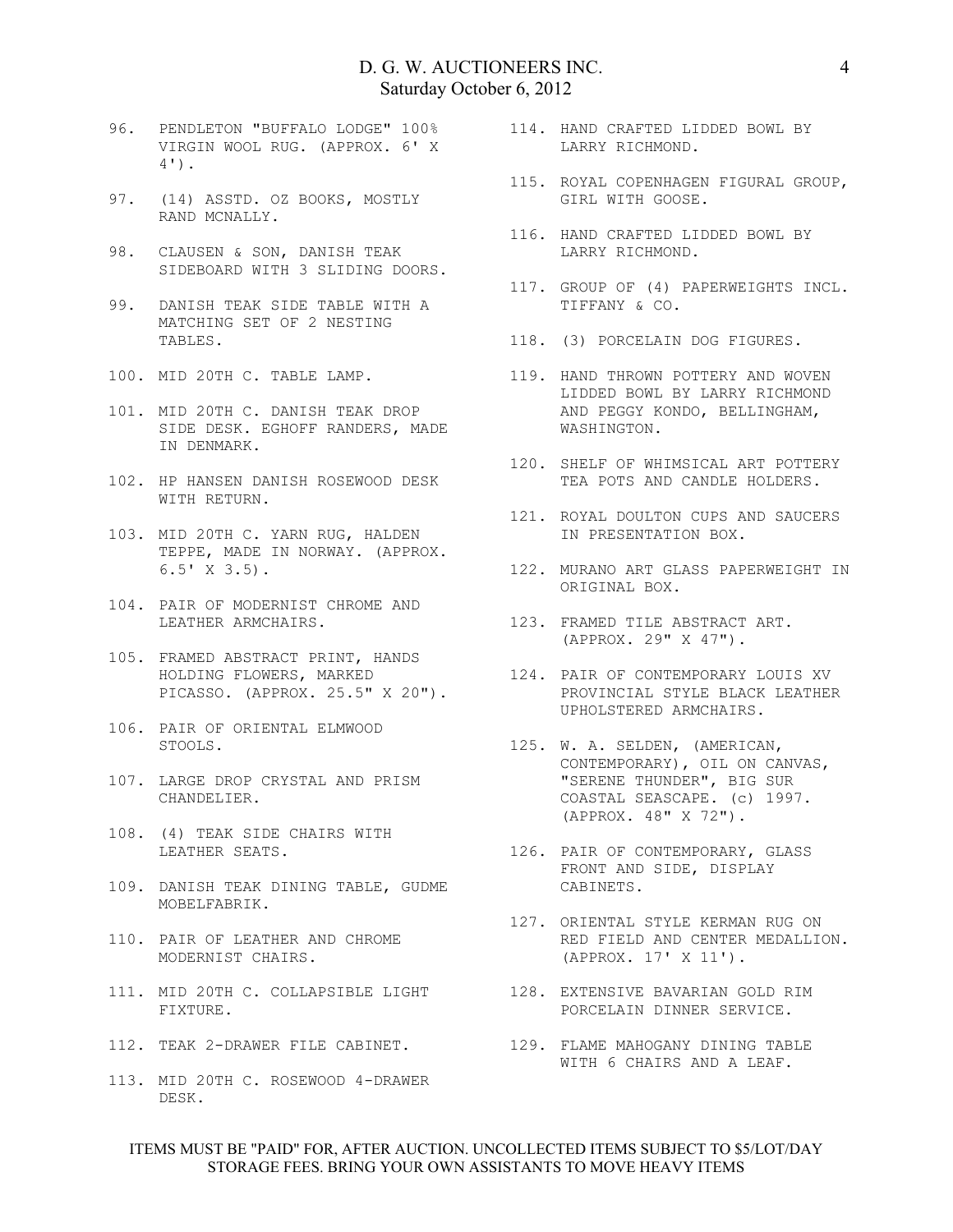96. PENDLETON "BUFFALO LODGE" 100% VIRGIN WOOL RUG. (APPROX. 6' X 4').

97. (14) ASSTD. OZ BOOKS, MOSTLY RAND MCNALLY.

98. CLAUSEN & SON, DANISH TEAK SIDEBOARD WITH 3 SLIDING DOORS.

99. DANISH TEAK SIDE TABLE WITH A MATCHING SET OF 2 NESTING TABLES.

100. MID 20TH C. TABLE LAMP.

101. MID 20TH C. DANISH TEAK DROP SIDE DESK. EGHOFF RANDERS, MADE IN DENMARK.

102. HP HANSEN DANISH ROSEWOOD DESK WITH RETURN.

103. MID 20TH C. YARN RUG, HALDEN TEPPE, MADE IN NORWAY. (APPROX. 6.5' X 3.5).

104. PAIR OF MODERNIST CHROME AND LEATHER ARMCHAIRS.

105. FRAMED ABSTRACT PRINT, HANDS HOLDING FLOWERS, MARKED PICASSO. (APPROX. 25.5" X 20").

106. PAIR OF ORIENTAL ELMWOOD STOOLS.

107. LARGE DROP CRYSTAL AND PRISM CHANDELIER.

108. (4) TEAK SIDE CHAIRS WITH LEATHER SEATS.

109. DANISH TEAK DINING TABLE, GUDME MOBELFABRIK.

110. PAIR OF LEATHER AND CHROME MODERNIST CHAIRS.

111. MID 20TH C. COLLAPSIBLE LIGHT FIXTURE.

112. TEAK 2-DRAWER FILE CABINET.

113. MID 20TH C. ROSEWOOD 4-DRAWER DESK.

114. HAND CRAFTED LIDDED BOWL BY LARRY RICHMOND.

115. ROYAL COPENHAGEN FIGURAL GROUP, GIRL WITH GOOSE.

116. HAND CRAFTED LIDDED BOWL BY LARRY RICHMOND.

117. GROUP OF (4) PAPERWEIGHTS INCL. TIFFANY & CO.

118. (3) PORCELAIN DOG FIGURES.

119. HAND THROWN POTTERY AND WOVEN LIDDED BOWL BY LARRY RICHMOND AND PEGGY KONDO, BELLINGHAM, WASHINGTON.

120. SHELF OF WHIMSICAL ART POTTERY TEA POTS AND CANDLE HOLDERS.

121. ROYAL DOULTON CUPS AND SAUCERS IN PRESENTATION BOX.

122. MURANO ART GLASS PAPERWEIGHT IN ORIGINAL BOX.

123. FRAMED TILE ABSTRACT ART. (APPROX. 29" X 47").

124. PAIR OF CONTEMPORARY LOUIS XV PROVINCIAL STYLE BLACK LEATHER UPHOLSTERED ARMCHAIRS.

125. W. A. SELDEN, (AMERICAN, CONTEMPORARY), OIL ON CANVAS, "SERENE THUNDER", BIG SUR COASTAL SEASCAPE. (c) 1997. (APPROX. 48" X 72").

126. PAIR OF CONTEMPORARY, GLASS FRONT AND SIDE, DISPLAY CABINETS.

127. ORIENTAL STYLE KERMAN RUG ON RED FIELD AND CENTER MEDALLION. (APPROX. 17' X 11').

128. EXTENSIVE BAVARIAN GOLD RIM PORCELAIN DINNER SERVICE.

129. FLAME MAHOGANY DINING TABLE WITH 6 CHAIRS AND A LEAF.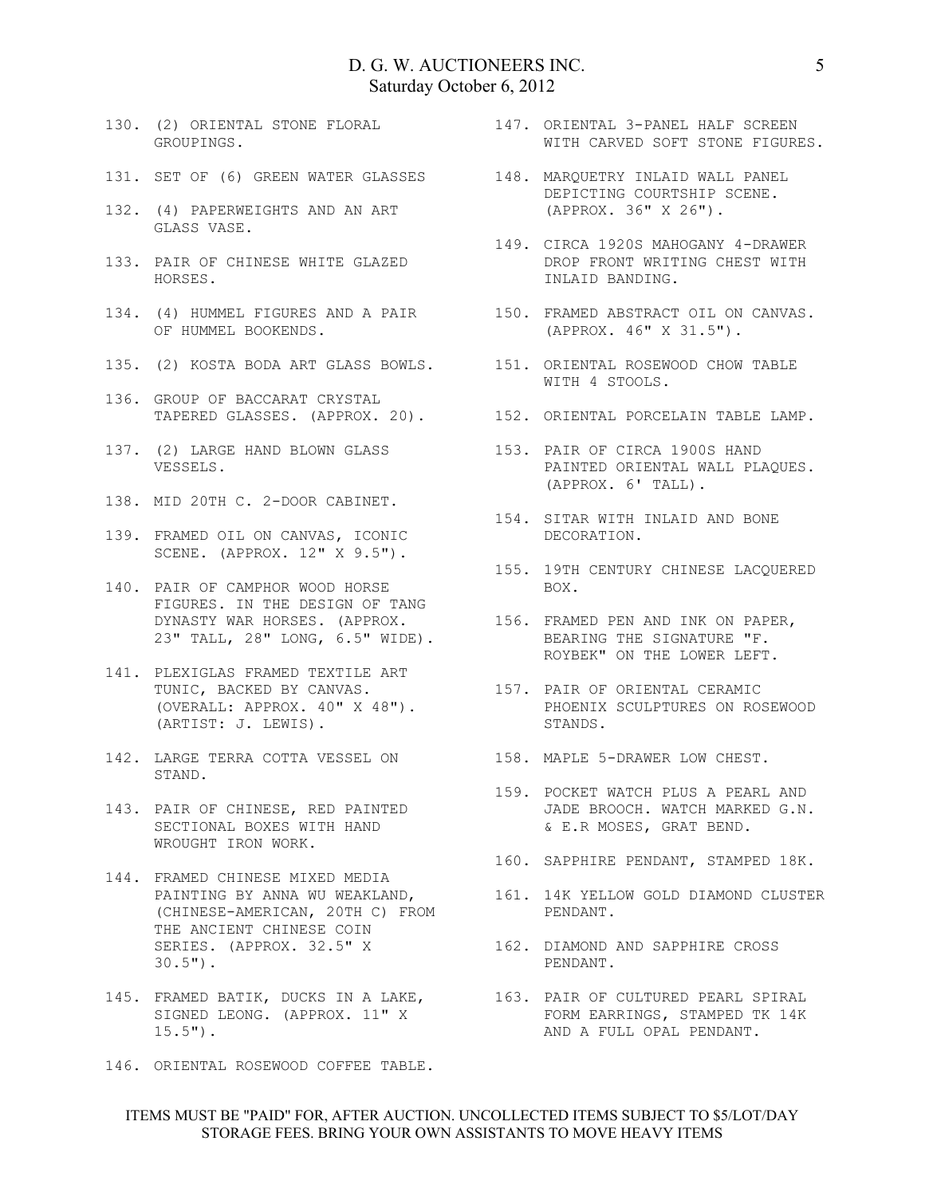130. (2) ORIENTAL STONE FLORAL GROUPINGS.

131. SET OF (6) GREEN WATER GLASSES

132. (4) PAPERWEIGHTS AND AN ART GLASS VASE.

133. PAIR OF CHINESE WHITE GLAZED HORSES.

134. (4) HUMMEL FIGURES AND A PAIR OF HUMMEL BOOKENDS.

135. (2) KOSTA BODA ART GLASS BOWLS.

136. GROUP OF BACCARAT CRYSTAL TAPERED GLASSES. (APPROX. 20).

137. (2) LARGE HAND BLOWN GLASS VESSELS.

138. MID 20TH C. 2-DOOR CABINET.

139. FRAMED OIL ON CANVAS, ICONIC SCENE. (APPROX. 12" X 9.5").

140. PAIR OF CAMPHOR WOOD HORSE FIGURES. IN THE DESIGN OF TANG DYNASTY WAR HORSES. (APPROX. 23" TALL, 28" LONG, 6.5" WIDE).

141. PLEXIGLAS FRAMED TEXTILE ART TUNIC, BACKED BY CANVAS. (OVERALL: APPROX. 40" X 48"). (ARTIST: J. LEWIS).

142. LARGE TERRA COTTA VESSEL ON STAND.

143. PAIR OF CHINESE, RED PAINTED SECTIONAL BOXES WITH HAND WROUGHT IRON WORK.

144. FRAMED CHINESE MIXED MEDIA PAINTING BY ANNA WU WEAKLAND, (CHINESE-AMERICAN, 20TH C) FROM THE ANCIENT CHINESE COIN SERIES. (APPROX. 32.5" X 30.5").

145. FRAMED BATIK, DUCKS IN A LAKE, SIGNED LEONG. (APPROX. 11" X 15.5").

146. ORIENTAL ROSEWOOD COFFEE TABLE.

147. ORIENTAL 3-PANEL HALF SCREEN WITH CARVED SOFT STONE FIGURES.

148. MARQUETRY INLAID WALL PANEL DEPICTING COURTSHIP SCENE. (APPROX. 36" X 26").

149. CIRCA 1920S MAHOGANY 4-DRAWER DROP FRONT WRITING CHEST WITH INLAID BANDING.

150. FRAMED ABSTRACT OIL ON CANVAS. (APPROX. 46" X 31.5").

151. ORIENTAL ROSEWOOD CHOW TABLE WITH 4 STOOLS.

152. ORIENTAL PORCELAIN TABLE LAMP.

153. PAIR OF CIRCA 1900S HAND PAINTED ORIENTAL WALL PLAQUES. (APPROX. 6' TALL).

154. SITAR WITH INLAID AND BONE DECORATION.

155. 19TH CENTURY CHINESE LACQUERED BOX.

156. FRAMED PEN AND INK ON PAPER, BEARING THE SIGNATURE "F. ROYBEK" ON THE LOWER LEFT.

157. PAIR OF ORIENTAL CERAMIC PHOENIX SCULPTURES ON ROSEWOOD STANDS.

158. MAPLE 5-DRAWER LOW CHEST.

159. POCKET WATCH PLUS A PEARL AND JADE BROOCH. WATCH MARKED G.N. & E.R MOSES, GRAT BEND.

160. SAPPHIRE PENDANT, STAMPED 18K.

161. 14K YELLOW GOLD DIAMOND CLUSTER PENDANT.

162. DIAMOND AND SAPPHIRE CROSS PENDANT.

163. PAIR OF CULTURED PEARL SPIRAL FORM EARRINGS, STAMPED TK 14K AND A FULL OPAL PENDANT.

ITEMS MUST BE "PAID" FOR, AFTER AUCTION. UNCOLLECTED ITEMS SUBJECT TO $5/LOT/DAY STORAGE FEES. BRING YOUR OWN ASSISTANTS TO MOVE HEAVY ITEMS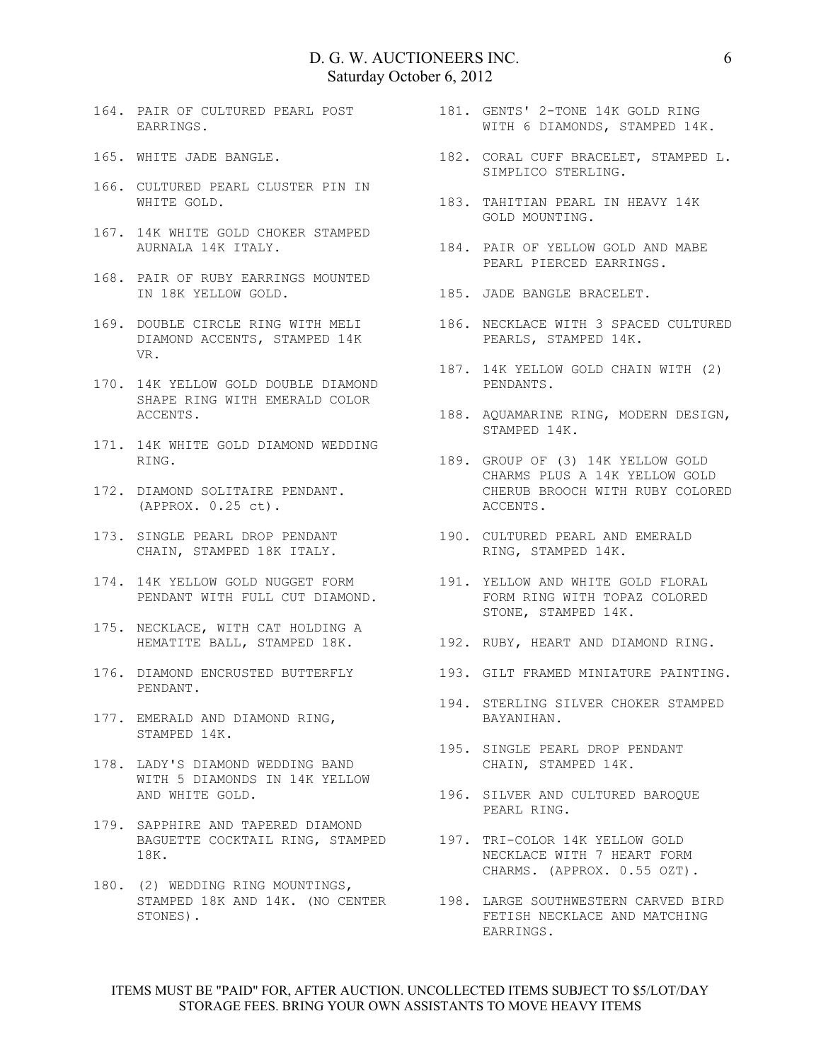164. PAIR OF CULTURED PEARL POST EARRINGS.

165. WHITE JADE BANGLE.

166. CULTURED PEARL CLUSTER PIN IN WHITE GOLD.

167. 14K WHITE GOLD CHOKER STAMPED AURNALA 14K ITALY.

168. PAIR OF RUBY EARRINGS MOUNTED IN 18K YELLOW GOLD.

169. DOUBLE CIRCLE RING WITH MELI DIAMOND ACCENTS, STAMPED 14K VR.

170. 14K YELLOW GOLD DOUBLE DIAMOND SHAPE RING WITH EMERALD COLOR ACCENTS.

171. 14K WHITE GOLD DIAMOND WEDDING RING.

172. DIAMOND SOLITAIRE PENDANT. (APPROX. 0.25 ct).

173. SINGLE PEARL DROP PENDANT CHAIN, STAMPED 18K ITALY.

174. 14K YELLOW GOLD NUGGET FORM PENDANT WITH FULL CUT DIAMOND.

175. NECKLACE, WITH CAT HOLDING A HEMATITE BALL, STAMPED 18K.

176. DIAMOND ENCRUSTED BUTTERFLY PENDANT.

177. EMERALD AND DIAMOND RING, STAMPED 14K.

178. LADY'S DIAMOND WEDDING BAND WITH 5 DIAMONDS IN 14K YELLOW AND WHITE GOLD.

179. SAPPHIRE AND TAPERED DIAMOND BAGUETTE COCKTAIL RING, STAMPED 18K.

180. (2) WEDDING RING MOUNTINGS, STAMPED 18K AND 14K. (NO CENTER STONES).

181. GENTS' 2-TONE 14K GOLD RING WITH 6 DIAMONDS, STAMPED 14K.

182. CORAL CUFF BRACELET, STAMPED L. SIMPLICO STERLING.

183. TAHITIAN PEARL IN HEAVY 14K GOLD MOUNTING.

184. PAIR OF YELLOW GOLD AND MABE PEARL PIERCED EARRINGS.

185. JADE BANGLE BRACELET.

186. NECKLACE WITH 3 SPACED CULTURED PEARLS, STAMPED 14K.

187. 14K YELLOW GOLD CHAIN WITH (2) PENDANTS.

188. AQUAMARINE RING, MODERN DESIGN, STAMPED 14K.

189. GROUP OF (3) 14K YELLOW GOLD CHARMS PLUS A 14K YELLOW GOLD CHERUB BROOCH WITH RUBY COLORED ACCENTS.

190. CULTURED PEARL AND EMERALD RING, STAMPED 14K.

191. YELLOW AND WHITE GOLD FLORAL FORM RING WITH TOPAZ COLORED STONE, STAMPED 14K.

192. RUBY, HEART AND DIAMOND RING.

193. GILT FRAMED MINIATURE PAINTING.

194. STERLING SILVER CHOKER STAMPED BAYANIHAN.

195. SINGLE PEARL DROP PENDANT CHAIN, STAMPED 14K.

196. SILVER AND CULTURED BAROQUE PEARL RING.

197. TRI-COLOR 14K YELLOW GOLD NECKLACE WITH 7 HEART FORM CHARMS. (APPROX. 0.55 OZT).

198. LARGE SOUTHWESTERN CARVED BIRD FETISH NECKLACE AND MATCHING EARRINGS.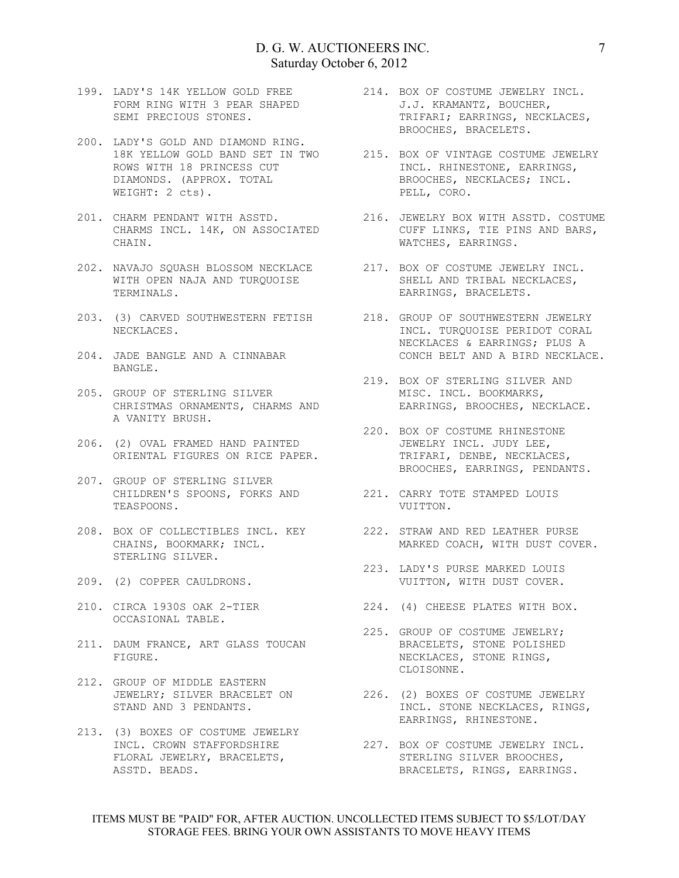199. LADY'S 14K YELLOW GOLD FREE FORM RING WITH 3 PEAR SHAPED SEMI PRECIOUS STONES.

200. LADY'S GOLD AND DIAMOND RING. 18K YELLOW GOLD BAND SET IN TWO ROWS WITH 18 PRINCESS CUT DIAMONDS. (APPROX. TOTAL WEIGHT: 2 cts).

201. CHARM PENDANT WITH ASSTD. CHARMS INCL. 14K, ON ASSOCIATED CHAIN.

202. NAVAJO SQUASH BLOSSOM NECKLACE WITH OPEN NAJA AND TURQUOISE TERMINALS.

203. (3) CARVED SOUTHWESTERN FETISH NECKLACES.

204. JADE BANGLE AND A CINNABAR BANGLE.

205. GROUP OF STERLING SILVER CHRISTMAS ORNAMENTS, CHARMS AND A VANITY BRUSH.

206. (2) OVAL FRAMED HAND PAINTED ORIENTAL FIGURES ON RICE PAPER.

207. GROUP OF STERLING SILVER CHILDREN'S SPOONS, FORKS AND TEASPOONS.

208. BOX OF COLLECTIBLES INCL. KEY CHAINS, BOOKMARK; INCL. STERLING SILVER.

209. (2) COPPER CAULDRONS.

210. CIRCA 1930S OAK 2-TIER OCCASIONAL TABLE.

211. DAUM FRANCE, ART GLASS TOUCAN FIGURE.

212. GROUP OF MIDDLE EASTERN JEWELRY; SILVER BRACELET ON STAND AND 3 PENDANTS.

213. (3) BOXES OF COSTUME JEWELRY INCL. CROWN STAFFORDSHIRE FLORAL JEWELRY, BRACELETS, ASSTD. BEADS.

214. BOX OF COSTUME JEWELRY INCL. J.J. KRAMANTZ, BOUCHER, TRIFARI; EARRINGS, NECKLACES, BROOCHES, BRACELETS.

215. BOX OF VINTAGE COSTUME JEWELRY INCL. RHINESTONE, EARRINGS, BROOCHES, NECKLACES; INCL. PELL, CORO.

216. JEWELRY BOX WITH ASSTD. COSTUME CUFF LINKS, TIE PINS AND BARS, WATCHES, EARRINGS.

217. BOX OF COSTUME JEWELRY INCL. SHELL AND TRIBAL NECKLACES, EARRINGS, BRACELETS.

218. GROUP OF SOUTHWESTERN JEWELRY INCL. TURQUOISE PERIDOT CORAL NECKLACES & EARRINGS; PLUS A CONCH BELT AND A BIRD NECKLACE.

219. BOX OF STERLING SILVER AND MISC. INCL. BOOKMARKS, EARRINGS, BROOCHES, NECKLACE.

220. BOX OF COSTUME RHINESTONE JEWELRY INCL. JUDY LEE, TRIFARI, DENBE, NECKLACES, BROOCHES, EARRINGS, PENDANTS.

221. CARRY TOTE STAMPED LOUIS VUITTON.

222. STRAW AND RED LEATHER PURSE MARKED COACH, WITH DUST COVER.

223. LADY'S PURSE MARKED LOUIS VUITTON, WITH DUST COVER.

224. (4) CHEESE PLATES WITH BOX.

225. GROUP OF COSTUME JEWELRY; BRACELETS, STONE POLISHED NECKLACES, STONE RINGS, CLOISONNE.

226. (2) BOXES OF COSTUME JEWELRY INCL. STONE NECKLACES, RINGS, EARRINGS, RHINESTONE.

227. BOX OF COSTUME JEWELRY INCL. STERLING SILVER BROOCHES, BRACELETS, RINGS, EARRINGS.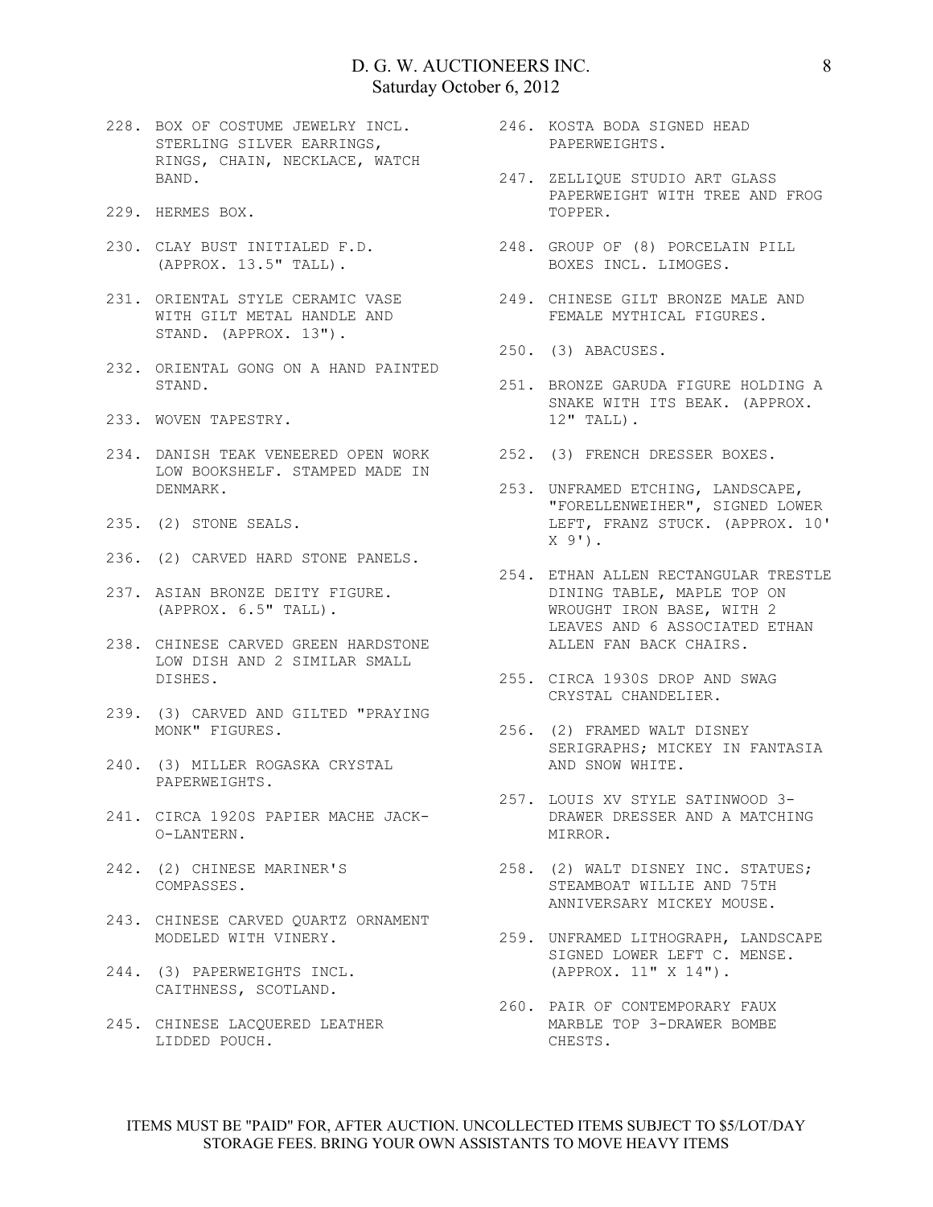228. BOX OF COSTUME JEWELRY INCL. STERLING SILVER EARRINGS, RINGS, CHAIN, NECKLACE, WATCH BAND.

229. HERMES BOX.

230. CLAY BUST INITIALED F.D. (APPROX. 13.5" TALL).

231. ORIENTAL STYLE CERAMIC VASE WITH GILT METAL HANDLE AND STAND. (APPROX. 13").

232. ORIENTAL GONG ON A HAND PAINTED STAND.

233. WOVEN TAPESTRY.

234. DANISH TEAK VENEERED OPEN WORK LOW BOOKSHELF. STAMPED MADE IN DENMARK.

235. (2) STONE SEALS.

236. (2) CARVED HARD STONE PANELS.

237. ASIAN BRONZE DEITY FIGURE. (APPROX. 6.5" TALL).

238. CHINESE CARVED GREEN HARDSTONE LOW DISH AND 2 SIMILAR SMALL DISHES.

239. (3) CARVED AND GILTED "PRAYING MONK" FIGURES.

240. (3) MILLER ROGASKA CRYSTAL PAPERWEIGHTS.

241. CIRCA 1920S PAPIER MACHE JACK-O-LANTERN.

242. (2) CHINESE MARINER'S COMPASSES.

243. CHINESE CARVED QUARTZ ORNAMENT MODELED WITH VINERY.

244. (3) PAPERWEIGHTS INCL. CAITHNESS, SCOTLAND.

245. CHINESE LACQUERED LEATHER LIDDED POUCH.

246. KOSTA BODA SIGNED HEAD PAPERWEIGHTS.

247. ZELLIQUE STUDIO ART GLASS PAPERWEIGHT WITH TREE AND FROG TOPPER.

248. GROUP OF (8) PORCELAIN PILL BOXES INCL. LIMOGES.

249. CHINESE GILT BRONZE MALE AND FEMALE MYTHICAL FIGURES.

250. (3) ABACUSES.

251. BRONZE GARUDA FIGURE HOLDING A SNAKE WITH ITS BEAK. (APPROX. 12" TALL).

252. (3) FRENCH DRESSER BOXES.

253. UNFRAMED ETCHING, LANDSCAPE, "FORELLENWEIHER", SIGNED LOWER LEFT, FRANZ STUCK. (APPROX. 10' X 9').

254. ETHAN ALLEN RECTANGULAR TRESTLE DINING TABLE, MAPLE TOP ON WROUGHT IRON BASE, WITH 2 LEAVES AND 6 ASSOCIATED ETHAN ALLEN FAN BACK CHAIRS.

255. CIRCA 1930S DROP AND SWAG CRYSTAL CHANDELIER.

256. (2) FRAMED WALT DISNEY SERIGRAPHS; MICKEY IN FANTASIA AND SNOW WHITE.

257. LOUIS XV STYLE SATINWOOD 3-DRAWER DRESSER AND A MATCHING MIRROR.

258. (2) WALT DISNEY INC. STATUES; STEAMBOAT WILLIE AND 75TH ANNIVERSARY MICKEY MOUSE.

259. UNFRAMED LITHOGRAPH, LANDSCAPE SIGNED LOWER LEFT C. MENSE. (APPROX. 11" X 14").

260. PAIR OF CONTEMPORARY FAUX MARBLE TOP 3-DRAWER BOMBE CHESTS.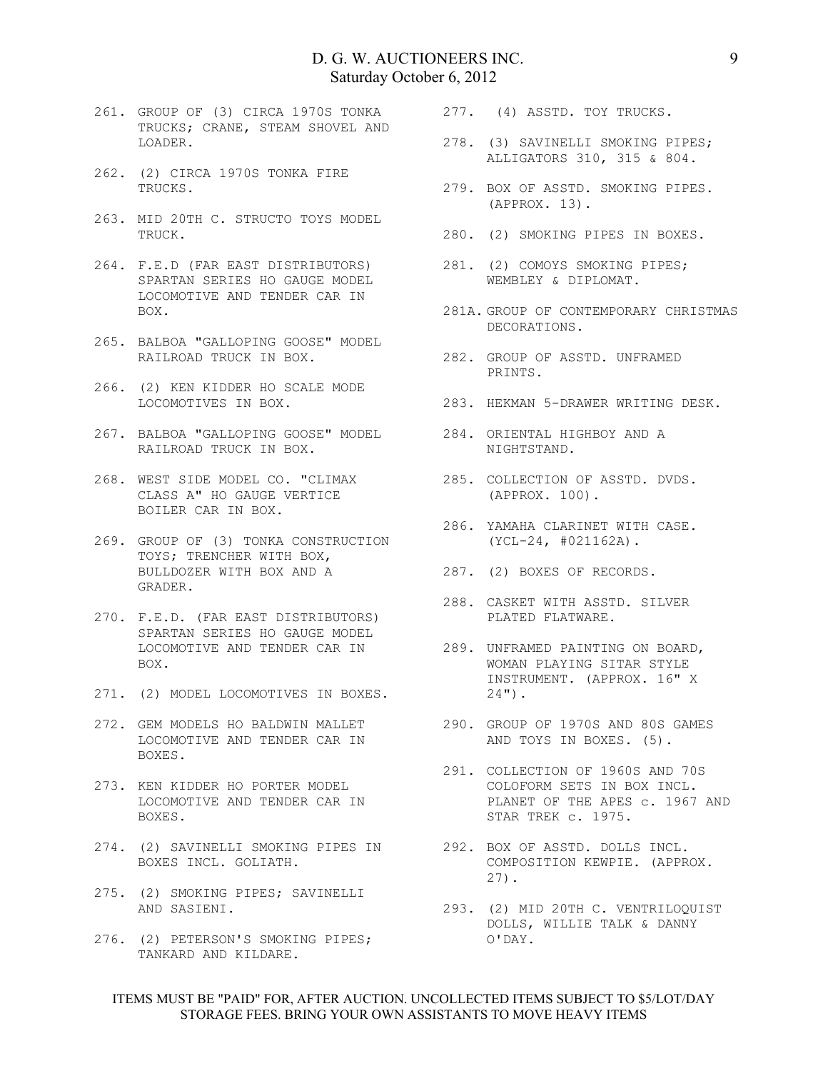261. GROUP OF (3) CIRCA 1970S TONKA TRUCKS; CRANE, STEAM SHOVEL AND LOADER.

262. (2) CIRCA 1970S TONKA FIRE TRUCKS.

263. MID 20TH C. STRUCTO TOYS MODEL TRUCK.

264. F.E.D (FAR EAST DISTRIBUTORS) SPARTAN SERIES HO GAUGE MODEL LOCOMOTIVE AND TENDER CAR IN BOX.

265. BALBOA "GALLOPING GOOSE" MODEL RAILROAD TRUCK IN BOX.

266. (2) KEN KIDDER HO SCALE MODE LOCOMOTIVES IN BOX.

267. BALBOA "GALLOPING GOOSE" MODEL RAILROAD TRUCK IN BOX.

268. WEST SIDE MODEL CO. "CLIMAX CLASS A" HO GAUGE VERTICE BOILER CAR IN BOX.

269. GROUP OF (3) TONKA CONSTRUCTION TOYS; TRENCHER WITH BOX, BULLDOZER WITH BOX AND A GRADER.

270. F.E.D. (FAR EAST DISTRIBUTORS) SPARTAN SERIES HO GAUGE MODEL LOCOMOTIVE AND TENDER CAR IN BOX.

271. (2) MODEL LOCOMOTIVES IN BOXES.

272. GEM MODELS HO BALDWIN MALLET LOCOMOTIVE AND TENDER CAR IN BOXES.

273. KEN KIDDER HO PORTER MODEL LOCOMOTIVE AND TENDER CAR IN BOXES.

274. (2) SAVINELLI SMOKING PIPES IN BOXES INCL. GOLIATH.

275. (2) SMOKING PIPES; SAVINELLI AND SASIENI.

276. (2) PETERSON'S SMOKING PIPES; TANKARD AND KILDARE.

277. (4) ASSTD. TOY TRUCKS.

278. (3) SAVINELLI SMOKING PIPES; ALLIGATORS 310, 315 & 804.

279. BOX OF ASSTD. SMOKING PIPES. (APPROX. 13).

280. (2) SMOKING PIPES IN BOXES.

281. (2) COMOYS SMOKING PIPES; WEMBLEY & DIPLOMAT.

281A. GROUP OF CONTEMPORARY CHRISTMAS DECORATIONS.

282. GROUP OF ASSTD. UNFRAMED PRINTS.

283. HEKMAN 5-DRAWER WRITING DESK.

284. ORIENTAL HIGHBOY AND A NIGHTSTAND.

285. COLLECTION OF ASSTD. DVDS. (APPROX. 100).

286. YAMAHA CLARINET WITH CASE. (YCL-24, #021162A).

287. (2) BOXES OF RECORDS.

288. CASKET WITH ASSTD. SILVER PLATED FLATWARE.

289. UNFRAMED PAINTING ON BOARD, WOMAN PLAYING SITAR STYLE INSTRUMENT. (APPROX. 16" X 24").

290. GROUP OF 1970S AND 80S GAMES AND TOYS IN BOXES. (5).

291. COLLECTION OF 1960S AND 70S COLOFORM SETS IN BOX INCL. PLANET OF THE APES c. 1967 AND STAR TREK c. 1975.

292. BOX OF ASSTD. DOLLS INCL. COMPOSITION KEWPIE. (APPROX. 27).

293. (2) MID 20TH C. VENTRILOQUIST DOLLS, WILLIE TALK & DANNY O'DAY.

ITEMS MUST BE "PAID" FOR, AFTER AUCTION. UNCOLLECTED ITEMS SUBJECT TO $5/LOT/DAY STORAGE FEES. BRING YOUR OWN ASSISTANTS TO MOVE HEAVY ITEMS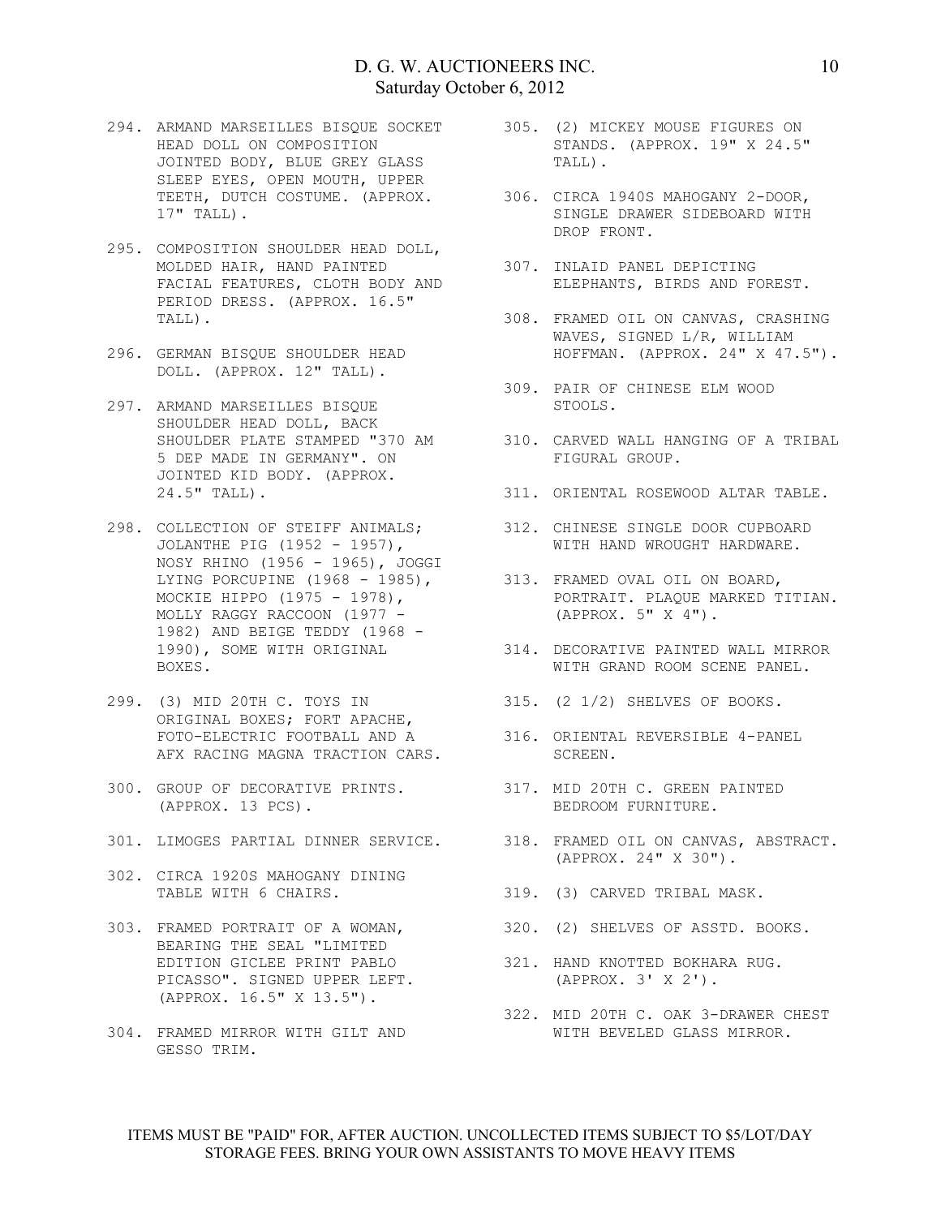294. ARMAND MARSEILLES BISQUE SOCKET HEAD DOLL ON COMPOSITION JOINTED BODY, BLUE GREY GLASS SLEEP EYES, OPEN MOUTH, UPPER TEETH, DUTCH COSTUME. (APPROX. 17" TALL).

295. COMPOSITION SHOULDER HEAD DOLL, MOLDED HAIR, HAND PAINTED FACIAL FEATURES, CLOTH BODY AND PERIOD DRESS. (APPROX. 16.5" TALL).

296. GERMAN BISQUE SHOULDER HEAD DOLL. (APPROX. 12" TALL).

297. ARMAND MARSEILLES BISQUE SHOULDER HEAD DOLL, BACK SHOULDER PLATE STAMPED "370 AM 5 DEP MADE IN GERMANY". ON JOINTED KID BODY. (APPROX. 24.5" TALL).

298. COLLECTION OF STEIFF ANIMALS; JOLANTHE PIG (1952 - 1957), NOSY RHINO (1956 - 1965), JOGGI LYING PORCUPINE (1968 - 1985), MOCKIE HIPPO (1975 - 1978), MOLLY RAGGY RACCOON (1977 - 1982) AND BEIGE TEDDY (1968 - 1990), SOME WITH ORIGINAL BOXES.

299. (3) MID 20TH C. TOYS IN ORIGINAL BOXES; FORT APACHE, FOTO-ELECTRIC FOOTBALL AND A AFX RACING MAGNA TRACTION CARS.

300. GROUP OF DECORATIVE PRINTS. (APPROX. 13 PCS).

301. LIMOGES PARTIAL DINNER SERVICE.

302. CIRCA 1920S MAHOGANY DINING TABLE WITH 6 CHAIRS.

303. FRAMED PORTRAIT OF A WOMAN, BEARING THE SEAL "LIMITED EDITION GICLEE PRINT PABLO PICASSO". SIGNED UPPER LEFT. (APPROX. 16.5" X 13.5").

304. FRAMED MIRROR WITH GILT AND GESSO TRIM.

305. (2) MICKEY MOUSE FIGURES ON STANDS. (APPROX. 19" X 24.5" TALL).

306. CIRCA 1940S MAHOGANY 2-DOOR, SINGLE DRAWER SIDEBOARD WITH DROP FRONT.

307. INLAID PANEL DEPICTING ELEPHANTS, BIRDS AND FOREST.

308. FRAMED OIL ON CANVAS, CRASHING WAVES, SIGNED L/R, WILLIAM HOFFMAN. (APPROX. 24" X 47.5").

309. PAIR OF CHINESE ELM WOOD STOOLS.

310. CARVED WALL HANGING OF A TRIBAL FIGURAL GROUP.

311. ORIENTAL ROSEWOOD ALTAR TABLE.

312. CHINESE SINGLE DOOR CUPBOARD WITH HAND WROUGHT HARDWARE.

313. FRAMED OVAL OIL ON BOARD, PORTRAIT. PLAQUE MARKED TITIAN. (APPROX. 5" X 4").

314. DECORATIVE PAINTED WALL MIRROR WITH GRAND ROOM SCENE PANEL.

315. (2 1/2) SHELVES OF BOOKS.

316. ORIENTAL REVERSIBLE 4-PANEL SCREEN.

317. MID 20TH C. GREEN PAINTED BEDROOM FURNITURE.

318. FRAMED OIL ON CANVAS, ABSTRACT. (APPROX. 24" X 30").

319. (3) CARVED TRIBAL MASK.

320. (2) SHELVES OF ASSTD. BOOKS.

321. HAND KNOTTED BOKHARA RUG. (APPROX. 3' X 2').

322. MID 20TH C. OAK 3-DRAWER CHEST WITH BEVELED GLASS MIRROR.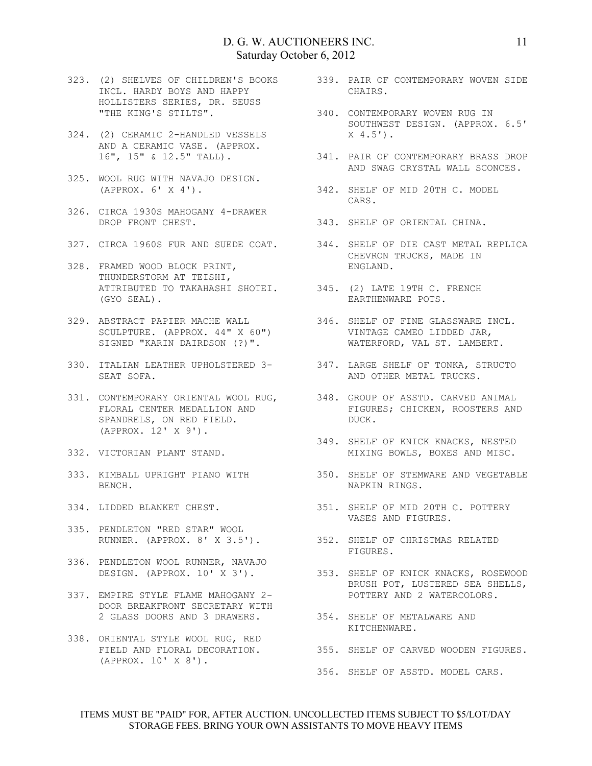323. (2) SHELVES OF CHILDREN'S BOOKS INCL. HARDY BOYS AND HAPPY HOLLISTERS SERIES, DR. SEUSS "THE KING'S STILTS".

324. (2) CERAMIC 2-HANDLED VESSELS AND A CERAMIC VASE. (APPROX. 16", 15" & 12.5" TALL).

325. WOOL RUG WITH NAVAJO DESIGN. (APPROX. 6' X 4').

326. CIRCA 1930S MAHOGANY 4-DRAWER DROP FRONT CHEST.

327. CIRCA 1960S FUR AND SUEDE COAT.

328. FRAMED WOOD BLOCK PRINT, THUNDERSTORM AT TEISHI, ATTRIBUTED TO TAKAHASHI SHOTEI. (GYO SEAL).

329. ABSTRACT PAPIER MACHE WALL SCULPTURE. (APPROX. 44" X 60") SIGNED "KARIN DAIRDSON (?)".

330. ITALIAN LEATHER UPHOLSTERED 3-SEAT SOFA.

331. CONTEMPORARY ORIENTAL WOOL RUG, FLORAL CENTER MEDALLION AND SPANDRELS, ON RED FIELD. (APPROX. 12' X 9').

332. VICTORIAN PLANT STAND.

333. KIMBALL UPRIGHT PIANO WITH BENCH.

334. LIDDED BLANKET CHEST.

335. PENDLETON "RED STAR" WOOL RUNNER. (APPROX. 8' X 3.5').

336. PENDLETON WOOL RUNNER, NAVAJO DESIGN. (APPROX. 10' X 3').

337. EMPIRE STYLE FLAME MAHOGANY 2-DOOR BREAKFRONT SECRETARY WITH 2 GLASS DOORS AND 3 DRAWERS.

338. ORIENTAL STYLE WOOL RUG, RED FIELD AND FLORAL DECORATION. (APPROX. 10' X 8').

339. PAIR OF CONTEMPORARY WOVEN SIDE CHAIRS.

340. CONTEMPORARY WOVEN RUG IN SOUTHWEST DESIGN. (APPROX. 6.5' X 4.5').

341. PAIR OF CONTEMPORARY BRASS DROP AND SWAG CRYSTAL WALL SCONCES.

342. SHELF OF MID 20TH C. MODEL CARS.

343. SHELF OF ORIENTAL CHINA.

344. SHELF OF DIE CAST METAL REPLICA CHEVRON TRUCKS, MADE IN ENGLAND.

345. (2) LATE 19TH C. FRENCH EARTHENWARE POTS.

346. SHELF OF FINE GLASSWARE INCL. VINTAGE CAMEO LIDDED JAR, WATERFORD, VAL ST. LAMBERT.

347. LARGE SHELF OF TONKA, STRUCTO AND OTHER METAL TRUCKS.

348. GROUP OF ASSTD. CARVED ANIMAL FIGURES; CHICKEN, ROOSTERS AND DUCK.

349. SHELF OF KNICK KNACKS, NESTED MIXING BOWLS, BOXES AND MISC.

350. SHELF OF STEMWARE AND VEGETABLE NAPKIN RINGS.

351. SHELF OF MID 20TH C. POTTERY VASES AND FIGURES.

352. SHELF OF CHRISTMAS RELATED FIGURES.

353. SHELF OF KNICK KNACKS, ROSEWOOD BRUSH POT, LUSTERED SEA SHELLS, POTTERY AND 2 WATERCOLORS.

354. SHELF OF METALWARE AND KITCHENWARE.

355. SHELF OF CARVED WOODEN FIGURES.

356. SHELF OF ASSTD. MODEL CARS.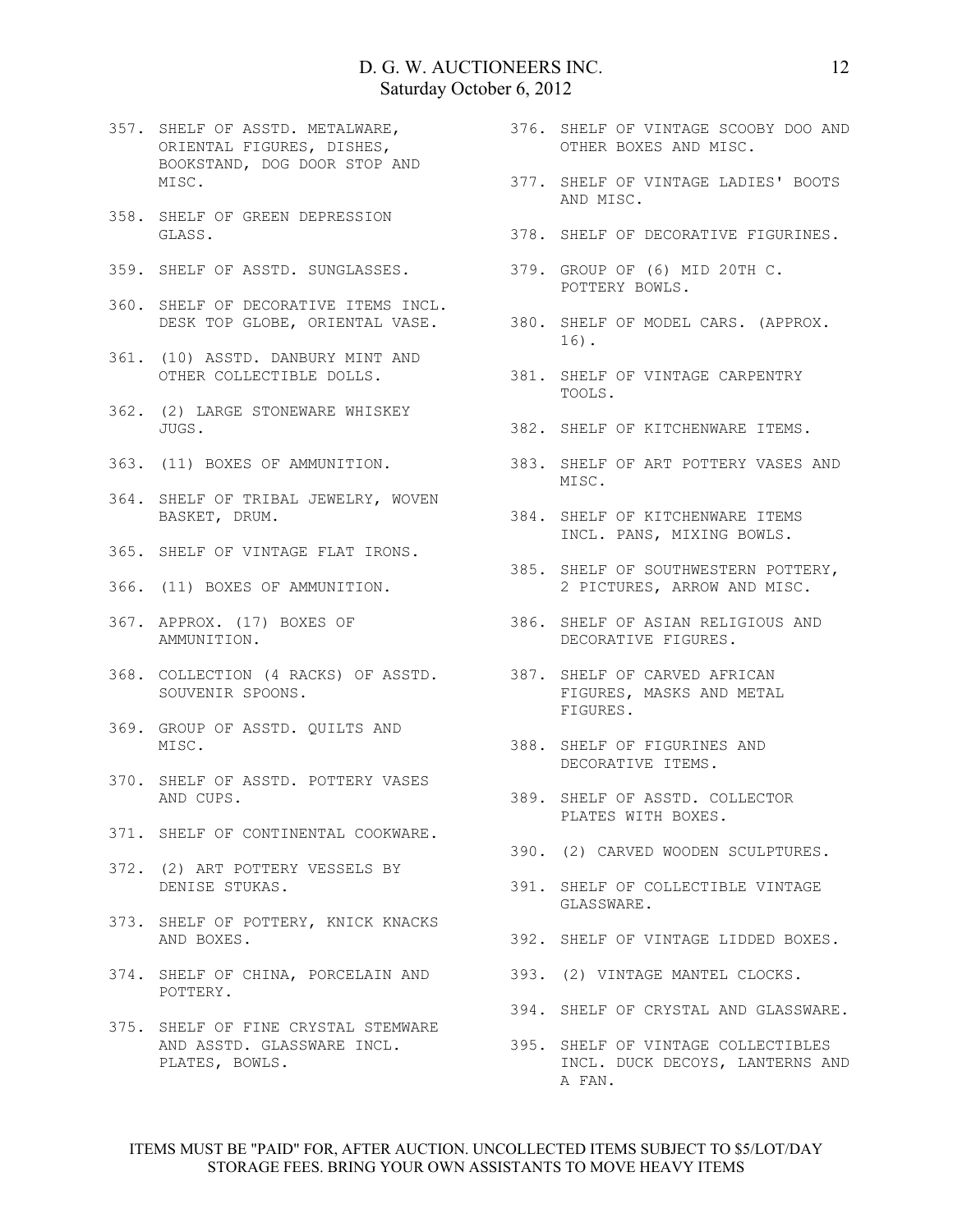357. SHELF OF ASSTD. METALWARE, ORIENTAL FIGURES, DISHES, BOOKSTAND, DOG DOOR STOP AND MISC.

358. SHELF OF GREEN DEPRESSION GLASS.

359. SHELF OF ASSTD. SUNGLASSES.

360. SHELF OF DECORATIVE ITEMS INCL. DESK TOP GLOBE, ORIENTAL VASE.

361. (10) ASSTD. DANBURY MINT AND OTHER COLLECTIBLE DOLLS.

362. (2) LARGE STONEWARE WHISKEY JUGS.

363. (11) BOXES OF AMMUNITION.

364. SHELF OF TRIBAL JEWELRY, WOVEN BASKET, DRUM.

365. SHELF OF VINTAGE FLAT IRONS.

366. (11) BOXES OF AMMUNITION.

367. APPROX. (17) BOXES OF AMMUNITION.

368. COLLECTION (4 RACKS) OF ASSTD. SOUVENIR SPOONS.

369. GROUP OF ASSTD. QUILTS AND MISC.

370. SHELF OF ASSTD. POTTERY VASES AND CUPS.

371. SHELF OF CONTINENTAL COOKWARE.

372. (2) ART POTTERY VESSELS BY DENISE STUKAS.

373. SHELF OF POTTERY, KNICK KNACKS AND BOXES.

374. SHELF OF CHINA, PORCELAIN AND POTTERY.

375. SHELF OF FINE CRYSTAL STEMWARE AND ASSTD. GLASSWARE INCL. PLATES, BOWLS.

376. SHELF OF VINTAGE SCOOBY DOO AND OTHER BOXES AND MISC.

377. SHELF OF VINTAGE LADIES' BOOTS AND MISC.

378. SHELF OF DECORATIVE FIGURINES.

379. GROUP OF (6) MID 20TH C. POTTERY BOWLS.

380. SHELF OF MODEL CARS. (APPROX. 16).

381. SHELF OF VINTAGE CARPENTRY TOOLS.

382. SHELF OF KITCHENWARE ITEMS.

383. SHELF OF ART POTTERY VASES AND MISC.

384. SHELF OF KITCHENWARE ITEMS INCL. PANS, MIXING BOWLS.

385. SHELF OF SOUTHWESTERN POTTERY, 2 PICTURES, ARROW AND MISC.

386. SHELF OF ASIAN RELIGIOUS AND DECORATIVE FIGURES.

387. SHELF OF CARVED AFRICAN FIGURES, MASKS AND METAL FIGURES.

388. SHELF OF FIGURINES AND DECORATIVE ITEMS.

389. SHELF OF ASSTD. COLLECTOR PLATES WITH BOXES.

390. (2) CARVED WOODEN SCULPTURES.

391. SHELF OF COLLECTIBLE VINTAGE GLASSWARE.

392. SHELF OF VINTAGE LIDDED BOXES.

393. (2) VINTAGE MANTEL CLOCKS.

394. SHELF OF CRYSTAL AND GLASSWARE.

395. SHELF OF VINTAGE COLLECTIBLES INCL. DUCK DECOYS, LANTERNS AND A FAN.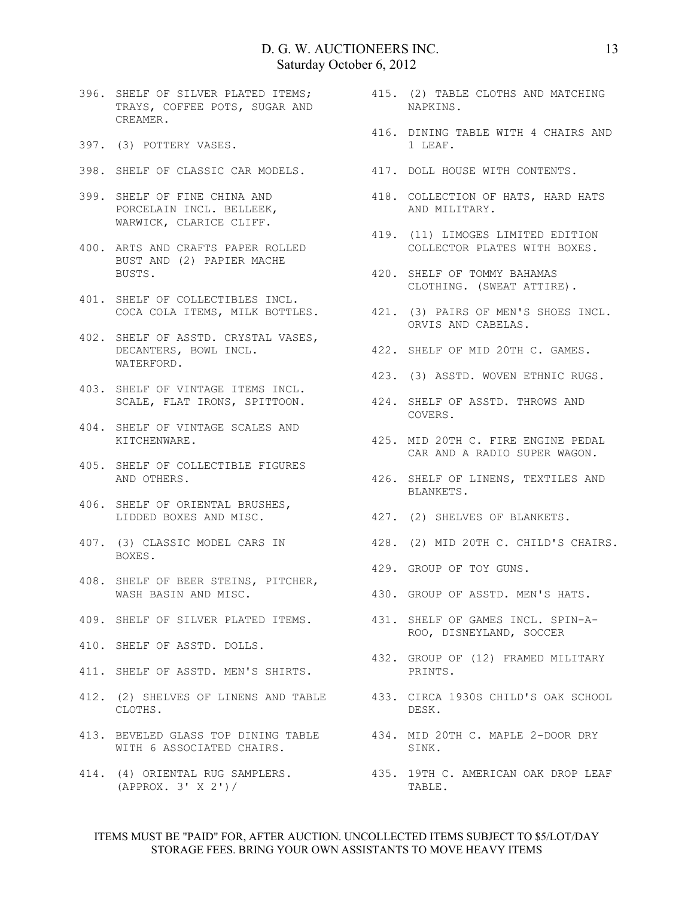396. SHELF OF SILVER PLATED ITEMS; TRAYS, COFFEE POTS, SUGAR AND CREAMER.

397. (3) POTTERY VASES.

398. SHELF OF CLASSIC CAR MODELS.

399. SHELF OF FINE CHINA AND PORCELAIN INCL. BELLEEK, WARWICK, CLARICE CLIFF.

400. ARTS AND CRAFTS PAPER ROLLED BUST AND (2) PAPIER MACHE BUSTS.

401. SHELF OF COLLECTIBLES INCL. COCA COLA ITEMS, MILK BOTTLES.

402. SHELF OF ASSTD. CRYSTAL VASES, DECANTERS, BOWL INCL. WATERFORD.

403. SHELF OF VINTAGE ITEMS INCL. SCALE, FLAT IRONS, SPITTOON.

404. SHELF OF VINTAGE SCALES AND KITCHENWARE.

405. SHELF OF COLLECTIBLE FIGURES AND OTHERS.

406. SHELF OF ORIENTAL BRUSHES, LIDDED BOXES AND MISC.

407. (3) CLASSIC MODEL CARS IN BOXES.

408. SHELF OF BEER STEINS, PITCHER, WASH BASIN AND MISC.

409. SHELF OF SILVER PLATED ITEMS.

410. SHELF OF ASSTD. DOLLS.

411. SHELF OF ASSTD. MEN'S SHIRTS.

412. (2) SHELVES OF LINENS AND TABLE CLOTHS.

413. BEVELED GLASS TOP DINING TABLE WITH 6 ASSOCIATED CHAIRS.

414. (4) ORIENTAL RUG SAMPLERS. (APPROX. 3' X 2')/

415. (2) TABLE CLOTHS AND MATCHING NAPKINS.

416. DINING TABLE WITH 4 CHAIRS AND 1 LEAF.

417. DOLL HOUSE WITH CONTENTS.

418. COLLECTION OF HATS, HARD HATS AND MILITARY.

419. (11) LIMOGES LIMITED EDITION COLLECTOR PLATES WITH BOXES.

420. SHELF OF TOMMY BAHAMAS CLOTHING. (SWEAT ATTIRE).

421. (3) PAIRS OF MEN'S SHOES INCL. ORVIS AND CABELAS.

422. SHELF OF MID 20TH C. GAMES.

423. (3) ASSTD. WOVEN ETHNIC RUGS.

424. SHELF OF ASSTD. THROWS AND COVERS.

425. MID 20TH C. FIRE ENGINE PEDAL CAR AND A RADIO SUPER WAGON.

426. SHELF OF LINENS, TEXTILES AND BLANKETS.

427. (2) SHELVES OF BLANKETS.

428. (2) MID 20TH C. CHILD'S CHAIRS.

429. GROUP OF TOY GUNS.

430. GROUP OF ASSTD. MEN'S HATS.

431. SHELF OF GAMES INCL. SPIN-A-ROO, DISNEYLAND, SOCCER

432. GROUP OF (12) FRAMED MILITARY PRINTS.

433. CIRCA 1930S CHILD'S OAK SCHOOL DESK.

434. MID 20TH C. MAPLE 2-DOOR DRY SINK.

435. 19TH C. AMERICAN OAK DROP LEAF TABLE.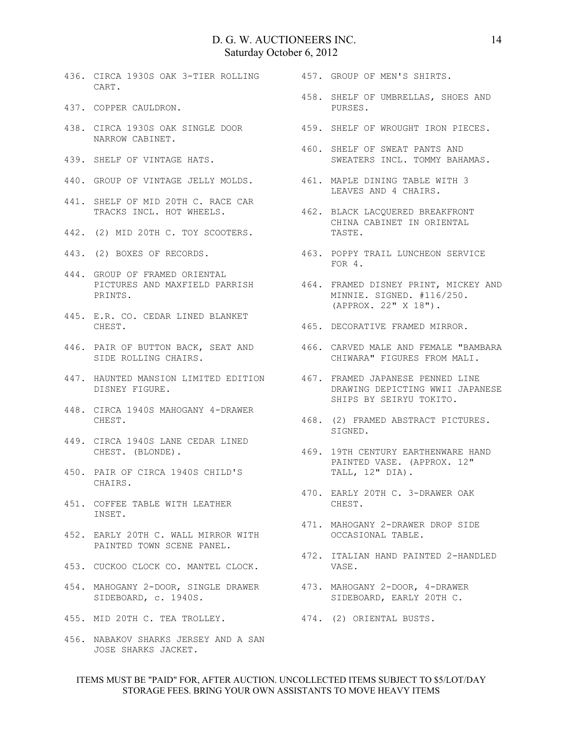436. CIRCA 1930S OAK 3-TIER ROLLING CART.

437. COPPER CAULDRON.

438. CIRCA 1930S OAK SINGLE DOOR NARROW CABINET.

439. SHELF OF VINTAGE HATS.

440. GROUP OF VINTAGE JELLY MOLDS.

441. SHELF OF MID 20TH C. RACE CAR TRACKS INCL. HOT WHEELS.

442. (2) MID 20TH C. TOY SCOOTERS.

443. (2) BOXES OF RECORDS.

444. GROUP OF FRAMED ORIENTAL PICTURES AND MAXFIELD PARRISH PRINTS.

445. E.R. CO. CEDAR LINED BLANKET CHEST.

446. PAIR OF BUTTON BACK, SEAT AND SIDE ROLLING CHAIRS.

447. HAUNTED MANSION LIMITED EDITION DISNEY FIGURE.

448. CIRCA 1940S MAHOGANY 4-DRAWER CHEST.

449. CIRCA 1940S LANE CEDAR LINED CHEST. (BLONDE).

450. PAIR OF CIRCA 1940S CHILD'S CHAIRS.

451. COFFEE TABLE WITH LEATHER INSET.

452. EARLY 20TH C. WALL MIRROR WITH PAINTED TOWN SCENE PANEL.

453. CUCKOO CLOCK CO. MANTEL CLOCK.

454. MAHOGANY 2-DOOR, SINGLE DRAWER SIDEBOARD, c. 1940S.

455. MID 20TH C. TEA TROLLEY.

456. NABAKOV SHARKS JERSEY AND A SAN JOSE SHARKS JACKET.

457. GROUP OF MEN'S SHIRTS.

458. SHELF OF UMBRELLAS, SHOES AND PURSES.

459. SHELF OF WROUGHT IRON PIECES.

460. SHELF OF SWEAT PANTS AND SWEATERS INCL. TOMMY BAHAMAS.

461. MAPLE DINING TABLE WITH 3 LEAVES AND 4 CHAIRS.

462. BLACK LACQUERED BREAKFRONT CHINA CABINET IN ORIENTAL TASTE.

463. POPPY TRAIL LUNCHEON SERVICE FOR 4.

464. FRAMED DISNEY PRINT, MICKEY AND MINNIE. SIGNED. #116/250. (APPROX. 22" X 18").

465. DECORATIVE FRAMED MIRROR.

466. CARVED MALE AND FEMALE "BAMBARA CHIWARA" FIGURES FROM MALI.

467. FRAMED JAPANESE PENNED LINE DRAWING DEPICTING WWII JAPANESE SHIPS BY SEIRYU TOKITO.

468. (2) FRAMED ABSTRACT PICTURES. SIGNED.

469. 19TH CENTURY EARTHENWARE HAND PAINTED VASE. (APPROX. 12" TALL, 12" DIA).

470. EARLY 20TH C. 3-DRAWER OAK CHEST.

471. MAHOGANY 2-DRAWER DROP SIDE OCCASIONAL TABLE.

472. ITALIAN HAND PAINTED 2-HANDLED VASE.

473. MAHOGANY 2-DOOR, 4-DRAWER SIDEBOARD, EARLY 20TH C.

474. (2) ORIENTAL BUSTS.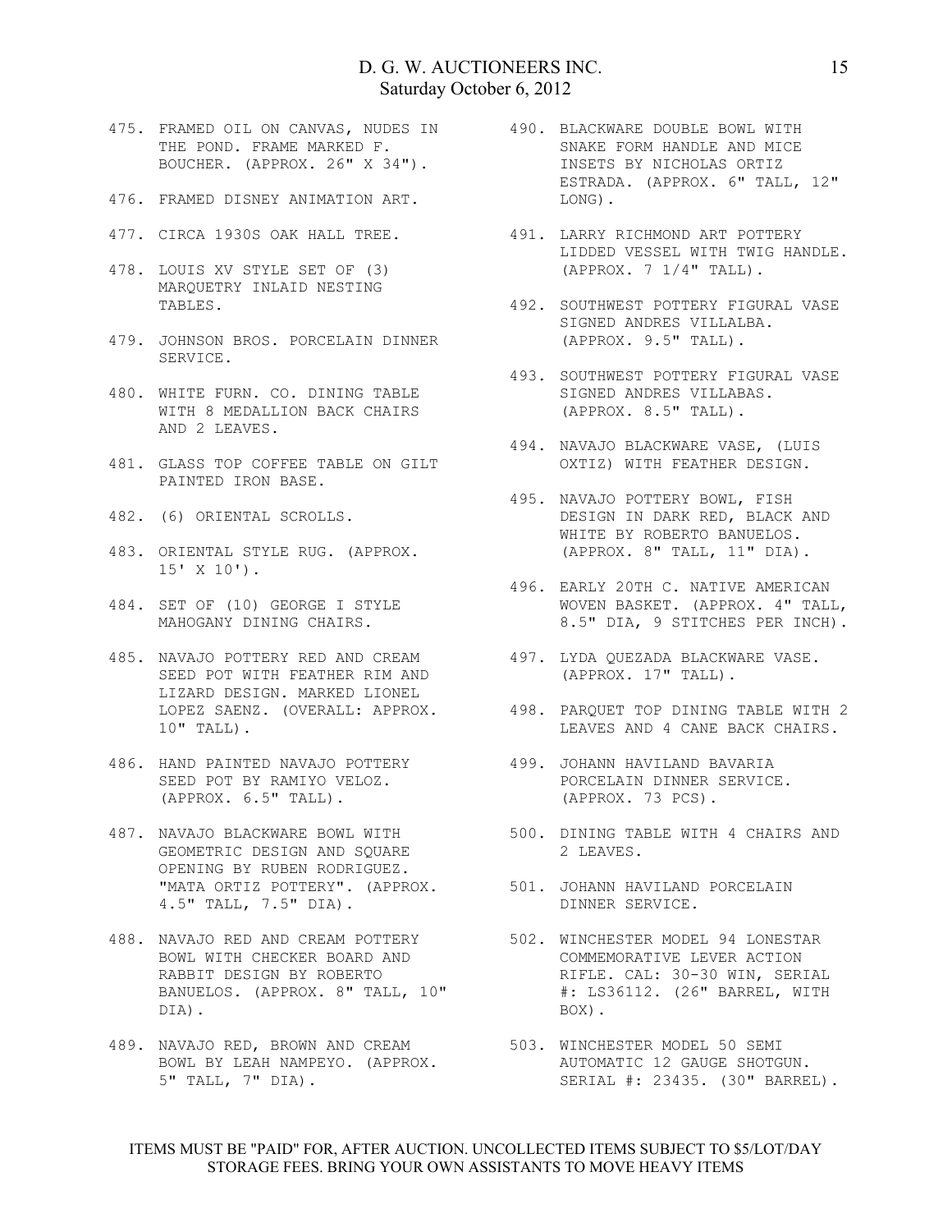475. FRAMED OIL ON CANVAS, NUDES IN THE POND. FRAME MARKED F. BOUCHER. (APPROX. 26" X 34").

476. FRAMED DISNEY ANIMATION ART.

477. CIRCA 1930S OAK HALL TREE.

478. LOUIS XV STYLE SET OF (3) MARQUETRY INLAID NESTING TABLES.

479. JOHNSON BROS. PORCELAIN DINNER SERVICE.

480. WHITE FURN. CO. DINING TABLE WITH 8 MEDALLION BACK CHAIRS AND 2 LEAVES.

481. GLASS TOP COFFEE TABLE ON GILT PAINTED IRON BASE.

482. (6) ORIENTAL SCROLLS.

483. ORIENTAL STYLE RUG. (APPROX. 15' X 10').

484. SET OF (10) GEORGE I STYLE MAHOGANY DINING CHAIRS.

485. NAVAJO POTTERY RED AND CREAM SEED POT WITH FEATHER RIM AND LIZARD DESIGN. MARKED LIONEL LOPEZ SAENZ. (OVERALL: APPROX. 10" TALL).

486. HAND PAINTED NAVAJO POTTERY SEED POT BY RAMIYO VELOZ. (APPROX. 6.5" TALL).

487. NAVAJO BLACKWARE BOWL WITH GEOMETRIC DESIGN AND SQUARE OPENING BY RUBEN RODRIGUEZ. "MATA ORTIZ POTTERY". (APPROX. 4.5" TALL, 7.5" DIA).

488. NAVAJO RED AND CREAM POTTERY BOWL WITH CHECKER BOARD AND RABBIT DESIGN BY ROBERTO BANUELOS. (APPROX. 8" TALL, 10" DIA).

489. NAVAJO RED, BROWN AND CREAM BOWL BY LEAH NAMPEYO. (APPROX. 5" TALL, 7" DIA).

490. BLACKWARE DOUBLE BOWL WITH SNAKE FORM HANDLE AND MICE INSETS BY NICHOLAS ORTIZ ESTRADA. (APPROX. 6" TALL, 12" LONG).

491. LARRY RICHMOND ART POTTERY LIDDED VESSEL WITH TWIG HANDLE. (APPROX. 7 1/4" TALL).

492. SOUTHWEST POTTERY FIGURAL VASE SIGNED ANDRES VILLALBA. (APPROX. 9.5" TALL).

493. SOUTHWEST POTTERY FIGURAL VASE SIGNED ANDRES VILLABAS. (APPROX. 8.5" TALL).

494. NAVAJO BLACKWARE VASE, (LUIS OXTIZ) WITH FEATHER DESIGN.

495. NAVAJO POTTERY BOWL, FISH DESIGN IN DARK RED, BLACK AND WHITE BY ROBERTO BANUELOS. (APPROX. 8" TALL, 11" DIA).

496. EARLY 20TH C. NATIVE AMERICAN WOVEN BASKET. (APPROX. 4" TALL, 8.5" DIA, 9 STITCHES PER INCH).

497. LYDA QUEZADA BLACKWARE VASE. (APPROX. 17" TALL).

498. PARQUET TOP DINING TABLE WITH 2 LEAVES AND 4 CANE BACK CHAIRS.

499. JOHANN HAVILAND BAVARIA PORCELAIN DINNER SERVICE. (APPROX. 73 PCS).

500. DINING TABLE WITH 4 CHAIRS AND 2 LEAVES.

501. JOHANN HAVILAND PORCELAIN DINNER SERVICE.

502. WINCHESTER MODEL 94 LONESTAR COMMEMORATIVE LEVER ACTION RIFLE. CAL: 30-30 WIN, SERIAL #: LS36112. (26" BARREL, WITH BOX).

503. WINCHESTER MODEL 50 SEMI AUTOMATIC 12 GAUGE SHOTGUN. SERIAL #: 23435. (30" BARREL).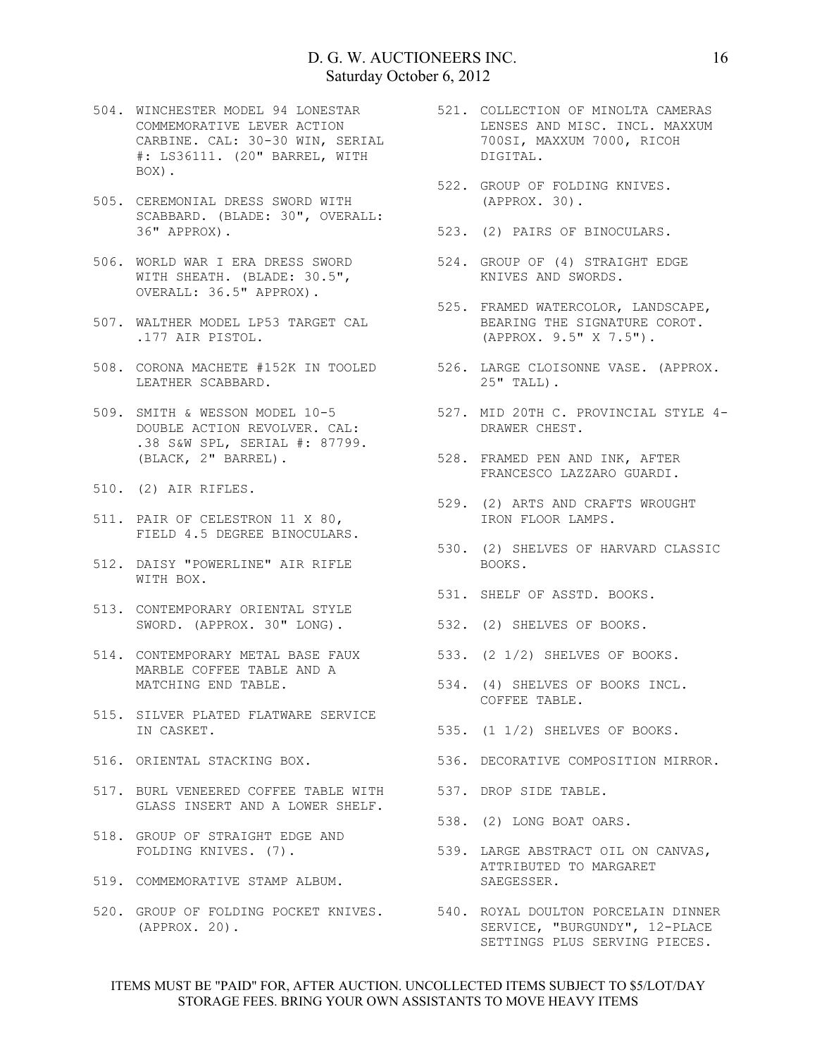504. WINCHESTER MODEL 94 LONESTAR COMMEMORATIVE LEVER ACTION CARBINE. CAL: 30-30 WIN, SERIAL #: LS36111. (20" BARREL, WITH BOX).

505. CEREMONIAL DRESS SWORD WITH SCABBARD. (BLADE: 30", OVERALL: 36" APPROX).

506. WORLD WAR I ERA DRESS SWORD WITH SHEATH. (BLADE: 30.5", OVERALL: 36.5" APPROX).

507. WALTHER MODEL LP53 TARGET CAL .177 AIR PISTOL.

508. CORONA MACHETE #152K IN TOOLED LEATHER SCABBARD.

509. SMITH & WESSON MODEL 10-5 DOUBLE ACTION REVOLVER. CAL: .38 S&W SPL, SERIAL #: 87799. (BLACK, 2" BARREL).

510. (2) AIR RIFLES.

511. PAIR OF CELESTRON 11 X 80, FIELD 4.5 DEGREE BINOCULARS.

512. DAISY "POWERLINE" AIR RIFLE WITH BOX.

513. CONTEMPORARY ORIENTAL STYLE SWORD. (APPROX. 30" LONG).

514. CONTEMPORARY METAL BASE FAUX MARBLE COFFEE TABLE AND A MATCHING END TABLE.

515. SILVER PLATED FLATWARE SERVICE IN CASKET.

516. ORIENTAL STACKING BOX.

517. BURL VENEERED COFFEE TABLE WITH GLASS INSERT AND A LOWER SHELF.

518. GROUP OF STRAIGHT EDGE AND FOLDING KNIVES. (7).

519. COMMEMORATIVE STAMP ALBUM.

520. GROUP OF FOLDING POCKET KNIVES. (APPROX. 20).

521. COLLECTION OF MINOLTA CAMERAS LENSES AND MISC. INCL. MAXXUM 700SI, MAXXUM 7000, RICOH DIGITAL.

522. GROUP OF FOLDING KNIVES. (APPROX. 30).

523. (2) PAIRS OF BINOCULARS.

524. GROUP OF (4) STRAIGHT EDGE KNIVES AND SWORDS.

525. FRAMED WATERCOLOR, LANDSCAPE, BEARING THE SIGNATURE COROT. (APPROX. 9.5" X 7.5").

526. LARGE CLOISONNE VASE. (APPROX. 25" TALL).

527. MID 20TH C. PROVINCIAL STYLE 4-DRAWER CHEST.

528. FRAMED PEN AND INK, AFTER FRANCESCO LAZZARO GUARDI.

529. (2) ARTS AND CRAFTS WROUGHT IRON FLOOR LAMPS.

530. (2) SHELVES OF HARVARD CLASSIC BOOKS.

531. SHELF OF ASSTD. BOOKS.

532. (2) SHELVES OF BOOKS.

533. (2 1/2) SHELVES OF BOOKS.

534. (4) SHELVES OF BOOKS INCL. COFFEE TABLE.

535. (1 1/2) SHELVES OF BOOKS.

536. DECORATIVE COMPOSITION MIRROR.

537. DROP SIDE TABLE.

538. (2) LONG BOAT OARS.

539. LARGE ABSTRACT OIL ON CANVAS, ATTRIBUTED TO MARGARET SAEGESSER.

540. ROYAL DOULTON PORCELAIN DINNER SERVICE, "BURGUNDY", 12-PLACE SETTINGS PLUS SERVING PIECES.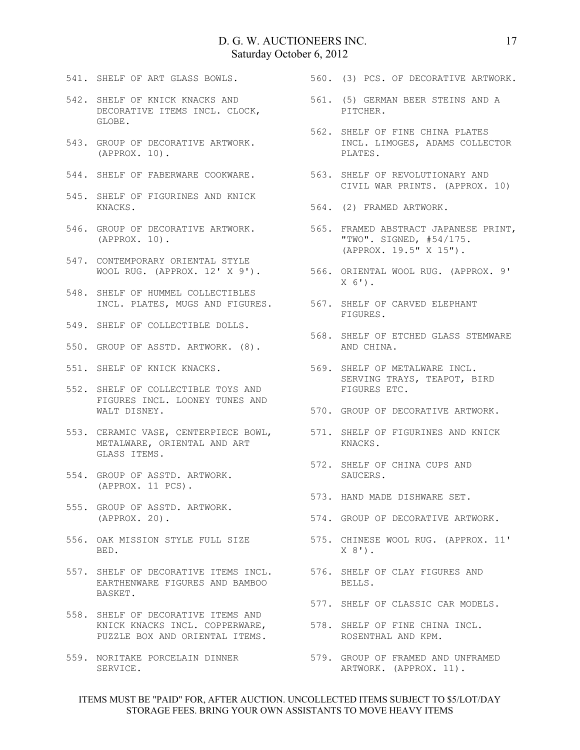541. SHELF OF ART GLASS BOWLS.

542. SHELF OF KNICK KNACKS AND DECORATIVE ITEMS INCL. CLOCK, GLOBE.

543. GROUP OF DECORATIVE ARTWORK. (APPROX. 10).

544. SHELF OF FABERWARE COOKWARE.

545. SHELF OF FIGURINES AND KNICK KNACKS.

546. GROUP OF DECORATIVE ARTWORK. (APPROX. 10).

547. CONTEMPORARY ORIENTAL STYLE WOOL RUG. (APPROX. 12' X 9').

548. SHELF OF HUMMEL COLLECTIBLES INCL. PLATES, MUGS AND FIGURES.

549. SHELF OF COLLECTIBLE DOLLS.

550. GROUP OF ASSTD. ARTWORK. (8).

551. SHELF OF KNICK KNACKS.

552. SHELF OF COLLECTIBLE TOYS AND FIGURES INCL. LOONEY TUNES AND WALT DISNEY.

553. CERAMIC VASE, CENTERPIECE BOWL, METALWARE, ORIENTAL AND ART GLASS ITEMS.

554. GROUP OF ASSTD. ARTWORK. (APPROX. 11 PCS).

555. GROUP OF ASSTD. ARTWORK. (APPROX. 20).

556. OAK MISSION STYLE FULL SIZE BED.

557. SHELF OF DECORATIVE ITEMS INCL. EARTHENWARE FIGURES AND BAMBOO BASKET.

558. SHELF OF DECORATIVE ITEMS AND KNICK KNACKS INCL. COPPERWARE, PUZZLE BOX AND ORIENTAL ITEMS.

559. NORITAKE PORCELAIN DINNER SERVICE.

560. (3) PCS. OF DECORATIVE ARTWORK.

561. (5) GERMAN BEER STEINS AND A PITCHER.

562. SHELF OF FINE CHINA PLATES INCL. LIMOGES, ADAMS COLLECTOR PLATES.

563. SHELF OF REVOLUTIONARY AND CIVIL WAR PRINTS. (APPROX. 10)

564. (2) FRAMED ARTWORK.

565. FRAMED ABSTRACT JAPANESE PRINT, "TWO". SIGNED, #54/175. (APPROX. 19.5" X 15").

566. ORIENTAL WOOL RUG. (APPROX. 9' X 6').

567. SHELF OF CARVED ELEPHANT FIGURES.

568. SHELF OF ETCHED GLASS STEMWARE AND CHINA.

569. SHELF OF METALWARE INCL. SERVING TRAYS, TEAPOT, BIRD FIGURES ETC.

570. GROUP OF DECORATIVE ARTWORK.

571. SHELF OF FIGURINES AND KNICK KNACKS.

572. SHELF OF CHINA CUPS AND SAUCERS.

573. HAND MADE DISHWARE SET.

574. GROUP OF DECORATIVE ARTWORK.

575. CHINESE WOOL RUG. (APPROX. 11' X 8').

576. SHELF OF CLAY FIGURES AND BELLS.

577. SHELF OF CLASSIC CAR MODELS.

578. SHELF OF FINE CHINA INCL. ROSENTHAL AND KPM.

579. GROUP OF FRAMED AND UNFRAMED ARTWORK. (APPROX. 11).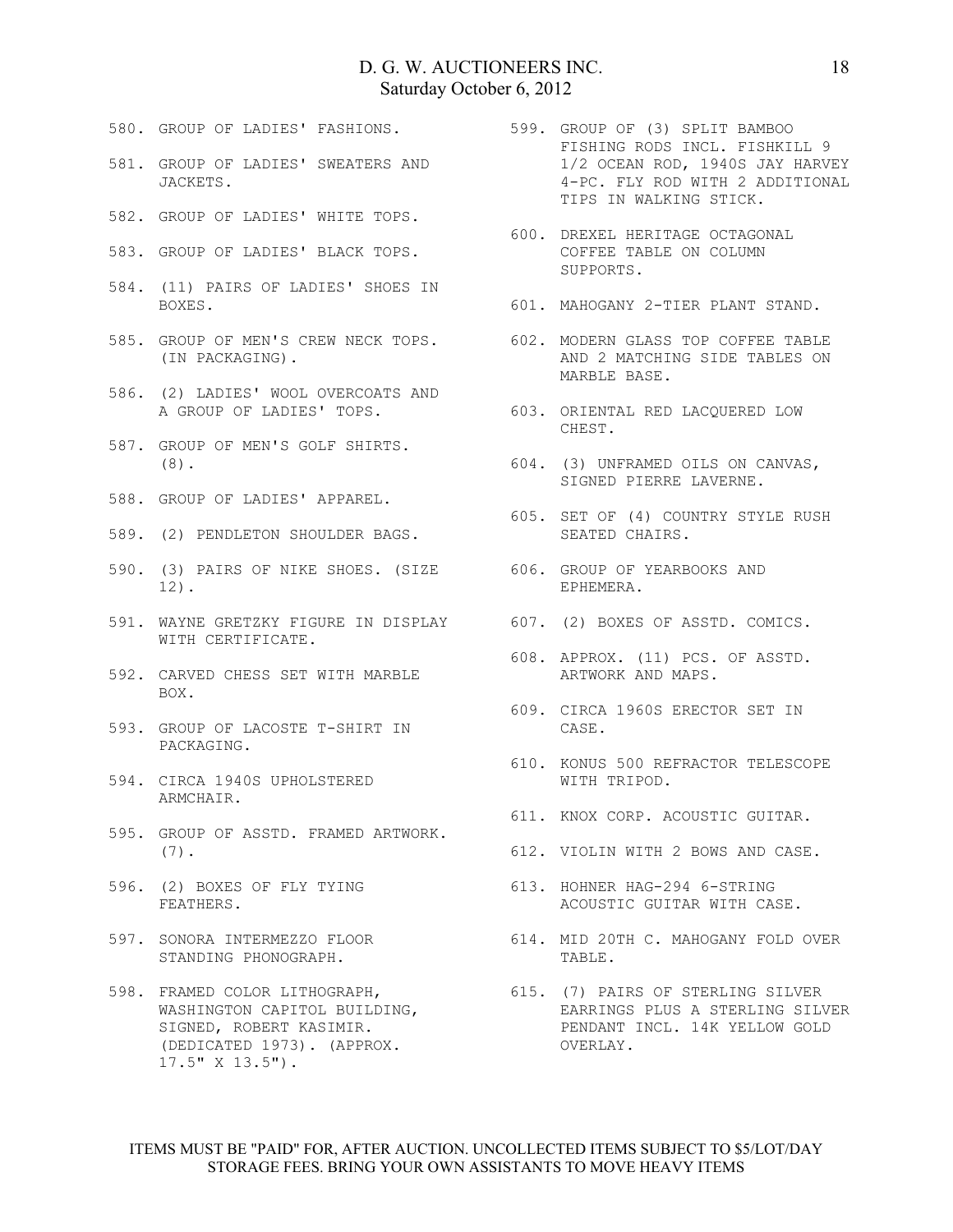580. GROUP OF LADIES' FASHIONS.

581. GROUP OF LADIES' SWEATERS AND JACKETS.

582. GROUP OF LADIES' WHITE TOPS.

583. GROUP OF LADIES' BLACK TOPS.

584. (11) PAIRS OF LADIES' SHOES IN BOXES.

585. GROUP OF MEN'S CREW NECK TOPS. (IN PACKAGING).

586. (2) LADIES' WOOL OVERCOATS AND A GROUP OF LADIES' TOPS.

587. GROUP OF MEN'S GOLF SHIRTS. (8).

588. GROUP OF LADIES' APPAREL.

589. (2) PENDLETON SHOULDER BAGS.

590. (3) PAIRS OF NIKE SHOES. (SIZE 12).

591. WAYNE GRETZKY FIGURE IN DISPLAY WITH CERTIFICATE.

592. CARVED CHESS SET WITH MARBLE BOX.

593. GROUP OF LACOSTE T-SHIRT IN PACKAGING.

594. CIRCA 1940S UPHOLSTERED ARMCHAIR.

595. GROUP OF ASSTD. FRAMED ARTWORK. (7).

596. (2) BOXES OF FLY TYING FEATHERS.

597. SONORA INTERMEZZO FLOOR STANDING PHONOGRAPH.

598. FRAMED COLOR LITHOGRAPH, WASHINGTON CAPITOL BUILDING, SIGNED, ROBERT KASIMIR. (DEDICATED 1973). (APPROX. 17.5" X 13.5").

599. GROUP OF (3) SPLIT BAMBOO FISHING RODS INCL. FISHKILL 9 1/2 OCEAN ROD, 1940S JAY HARVEY 4-PC. FLY ROD WITH 2 ADDITIONAL TIPS IN WALKING STICK.

600. DREXEL HERITAGE OCTAGONAL COFFEE TABLE ON COLUMN SUPPORTS.

601. MAHOGANY 2-TIER PLANT STAND.

602. MODERN GLASS TOP COFFEE TABLE AND 2 MATCHING SIDE TABLES ON MARBLE BASE.

603. ORIENTAL RED LACQUERED LOW CHEST.

604. (3) UNFRAMED OILS ON CANVAS, SIGNED PIERRE LAVERNE.

605. SET OF (4) COUNTRY STYLE RUSH SEATED CHAIRS.

606. GROUP OF YEARBOOKS AND EPHEMERA.

607. (2) BOXES OF ASSTD. COMICS.

608. APPROX. (11) PCS. OF ASSTD. ARTWORK AND MAPS.

609. CIRCA 1960S ERECTOR SET IN CASE.

610. KONUS 500 REFRACTOR TELESCOPE WITH TRIPOD.

611. KNOX CORP. ACOUSTIC GUITAR.

612. VIOLIN WITH 2 BOWS AND CASE.

613. HOHNER HAG-294 6-STRING ACOUSTIC GUITAR WITH CASE.

614. MID 20TH C. MAHOGANY FOLD OVER TABLE.

615. (7) PAIRS OF STERLING SILVER EARRINGS PLUS A STERLING SILVER PENDANT INCL. 14K YELLOW GOLD OVERLAY.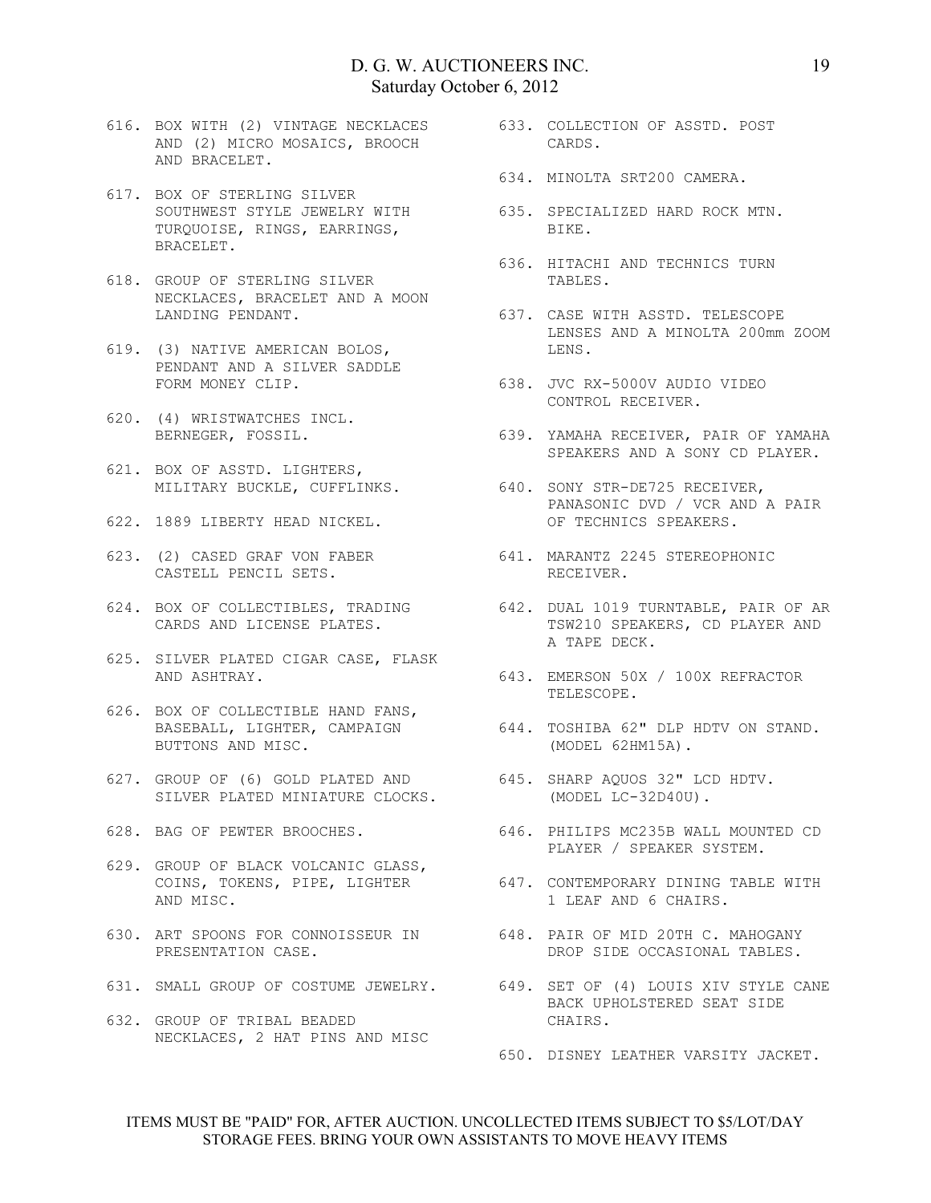616. BOX WITH (2) VINTAGE NECKLACES AND (2) MICRO MOSAICS, BROOCH AND BRACELET.

617. BOX OF STERLING SILVER SOUTHWEST STYLE JEWELRY WITH TURQUOISE, RINGS, EARRINGS, BRACELET.

618. GROUP OF STERLING SILVER NECKLACES, BRACELET AND A MOON LANDING PENDANT.

619. (3) NATIVE AMERICAN BOLOS, PENDANT AND A SILVER SADDLE FORM MONEY CLIP.

620. (4) WRISTWATCHES INCL. BERNEGER, FOSSIL.

621. BOX OF ASSTD. LIGHTERS, MILITARY BUCKLE, CUFFLINKS.

622. 1889 LIBERTY HEAD NICKEL.

623. (2) CASED GRAF VON FABER CASTELL PENCIL SETS.

624. BOX OF COLLECTIBLES, TRADING CARDS AND LICENSE PLATES.

625. SILVER PLATED CIGAR CASE, FLASK AND ASHTRAY.

626. BOX OF COLLECTIBLE HAND FANS, BASEBALL, LIGHTER, CAMPAIGN BUTTONS AND MISC.

627. GROUP OF (6) GOLD PLATED AND SILVER PLATED MINIATURE CLOCKS.

628. BAG OF PEWTER BROOCHES.

629. GROUP OF BLACK VOLCANIC GLASS, COINS, TOKENS, PIPE, LIGHTER AND MISC.

630. ART SPOONS FOR CONNOISSEUR IN PRESENTATION CASE.

631. SMALL GROUP OF COSTUME JEWELRY.

632. GROUP OF TRIBAL BEADED NECKLACES, 2 HAT PINS AND MISC

633. COLLECTION OF ASSTD. POST CARDS.

634. MINOLTA SRT200 CAMERA.

635. SPECIALIZED HARD ROCK MTN. BIKE.

636. HITACHI AND TECHNICS TURN TABLES.

637. CASE WITH ASSTD. TELESCOPE LENSES AND A MINOLTA 200mm ZOOM LENS.

638. JVC RX-5000V AUDIO VIDEO CONTROL RECEIVER.

639. YAMAHA RECEIVER, PAIR OF YAMAHA SPEAKERS AND A SONY CD PLAYER.

640. SONY STR-DE725 RECEIVER, PANASONIC DVD / VCR AND A PAIR OF TECHNICS SPEAKERS.

641. MARANTZ 2245 STEREOPHONIC RECEIVER.

642. DUAL 1019 TURNTABLE, PAIR OF AR TSW210 SPEAKERS, CD PLAYER AND A TAPE DECK.

643. EMERSON 50X / 100X REFRACTOR TELESCOPE.

644. TOSHIBA 62" DLP HDTV ON STAND. (MODEL 62HM15A).

645. SHARP AQUOS 32" LCD HDTV. (MODEL LC-32D40U).

646. PHILIPS MC235B WALL MOUNTED CD PLAYER / SPEAKER SYSTEM.

647. CONTEMPORARY DINING TABLE WITH 1 LEAF AND 6 CHAIRS.

648. PAIR OF MID 20TH C. MAHOGANY DROP SIDE OCCASIONAL TABLES.

649. SET OF (4) LOUIS XIV STYLE CANE BACK UPHOLSTERED SEAT SIDE CHAIRS.

650. DISNEY LEATHER VARSITY JACKET.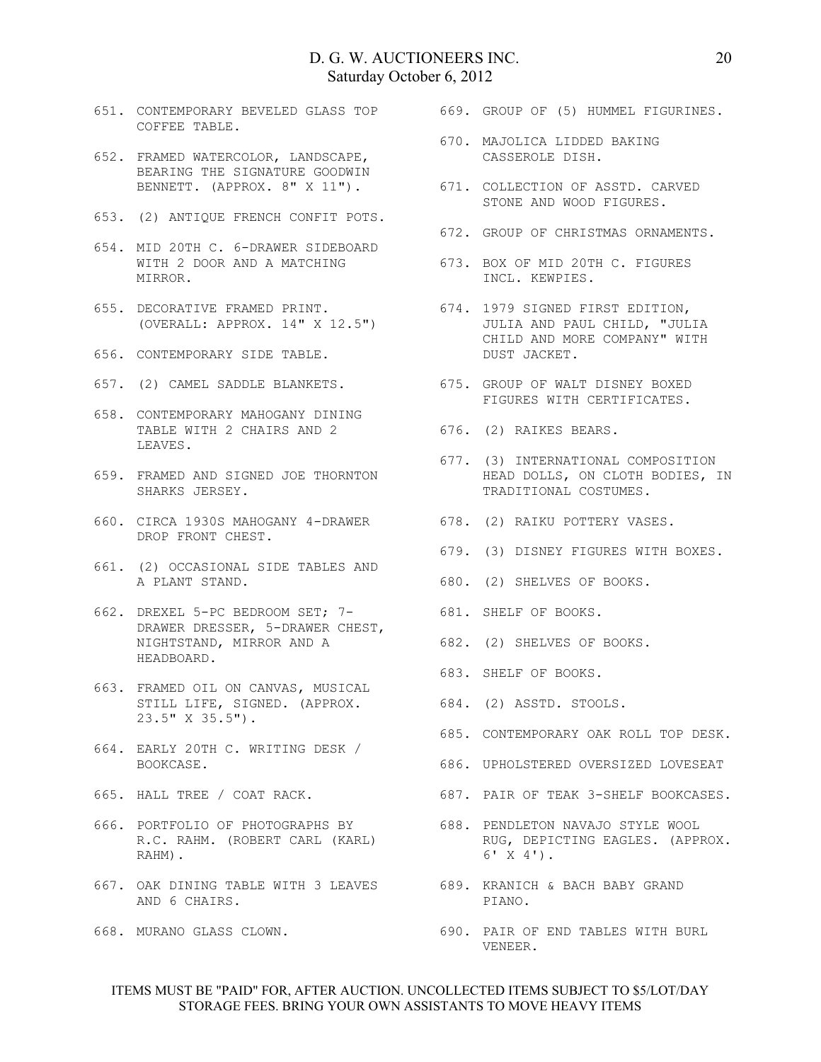651. CONTEMPORARY BEVELED GLASS TOP COFFEE TABLE.

652. FRAMED WATERCOLOR, LANDSCAPE, BEARING THE SIGNATURE GOODWIN BENNETT. (APPROX. 8" X 11").

653. (2) ANTIQUE FRENCH CONFIT POTS.

654. MID 20TH C. 6-DRAWER SIDEBOARD WITH 2 DOOR AND A MATCHING MIRROR.

655. DECORATIVE FRAMED PRINT. (OVERALL: APPROX. 14" X 12.5")

656. CONTEMPORARY SIDE TABLE.

657. (2) CAMEL SADDLE BLANKETS.

658. CONTEMPORARY MAHOGANY DINING TABLE WITH 2 CHAIRS AND 2 LEAVES.

659. FRAMED AND SIGNED JOE THORNTON SHARKS JERSEY.

660. CIRCA 1930S MAHOGANY 4-DRAWER DROP FRONT CHEST.

661. (2) OCCASIONAL SIDE TABLES AND A PLANT STAND.

662. DREXEL 5-PC BEDROOM SET; 7-DRAWER DRESSER, 5-DRAWER CHEST, NIGHTSTAND, MIRROR AND A HEADBOARD.

663. FRAMED OIL ON CANVAS, MUSICAL STILL LIFE, SIGNED. (APPROX. 23.5" X 35.5").

664. EARLY 20TH C. WRITING DESK / BOOKCASE.

665. HALL TREE / COAT RACK.

666. PORTFOLIO OF PHOTOGRAPHS BY R.C. RAHM. (ROBERT CARL (KARL) RAHM).

667. OAK DINING TABLE WITH 3 LEAVES AND 6 CHAIRS.

668. MURANO GLASS CLOWN.

669. GROUP OF (5) HUMMEL FIGURINES.

670. MAJOLICA LIDDED BAKING CASSEROLE DISH.

671. COLLECTION OF ASSTD. CARVED STONE AND WOOD FIGURES.

672. GROUP OF CHRISTMAS ORNAMENTS.

673. BOX OF MID 20TH C. FIGURES INCL. KEWPIES.

674. 1979 SIGNED FIRST EDITION, JULIA AND PAUL CHILD, "JULIA CHILD AND MORE COMPANY" WITH DUST JACKET.

675. GROUP OF WALT DISNEY BOXED FIGURES WITH CERTIFICATES.

676. (2) RAIKES BEARS.

677. (3) INTERNATIONAL COMPOSITION HEAD DOLLS, ON CLOTH BODIES, IN TRADITIONAL COSTUMES.

678. (2) RAIKU POTTERY VASES.

679. (3) DISNEY FIGURES WITH BOXES.

680. (2) SHELVES OF BOOKS.

681. SHELF OF BOOKS.

682. (2) SHELVES OF BOOKS.

683. SHELF OF BOOKS.

684. (2) ASSTD. STOOLS.

685. CONTEMPORARY OAK ROLL TOP DESK.

686. UPHOLSTERED OVERSIZED LOVESEAT

687. PAIR OF TEAK 3-SHELF BOOKCASES.

688. PENDLETON NAVAJO STYLE WOOL RUG, DEPICTING EAGLES. (APPROX. 6' X 4').

689. KRANICH & BACH BABY GRAND PIANO.

690. PAIR OF END TABLES WITH BURL VENEER.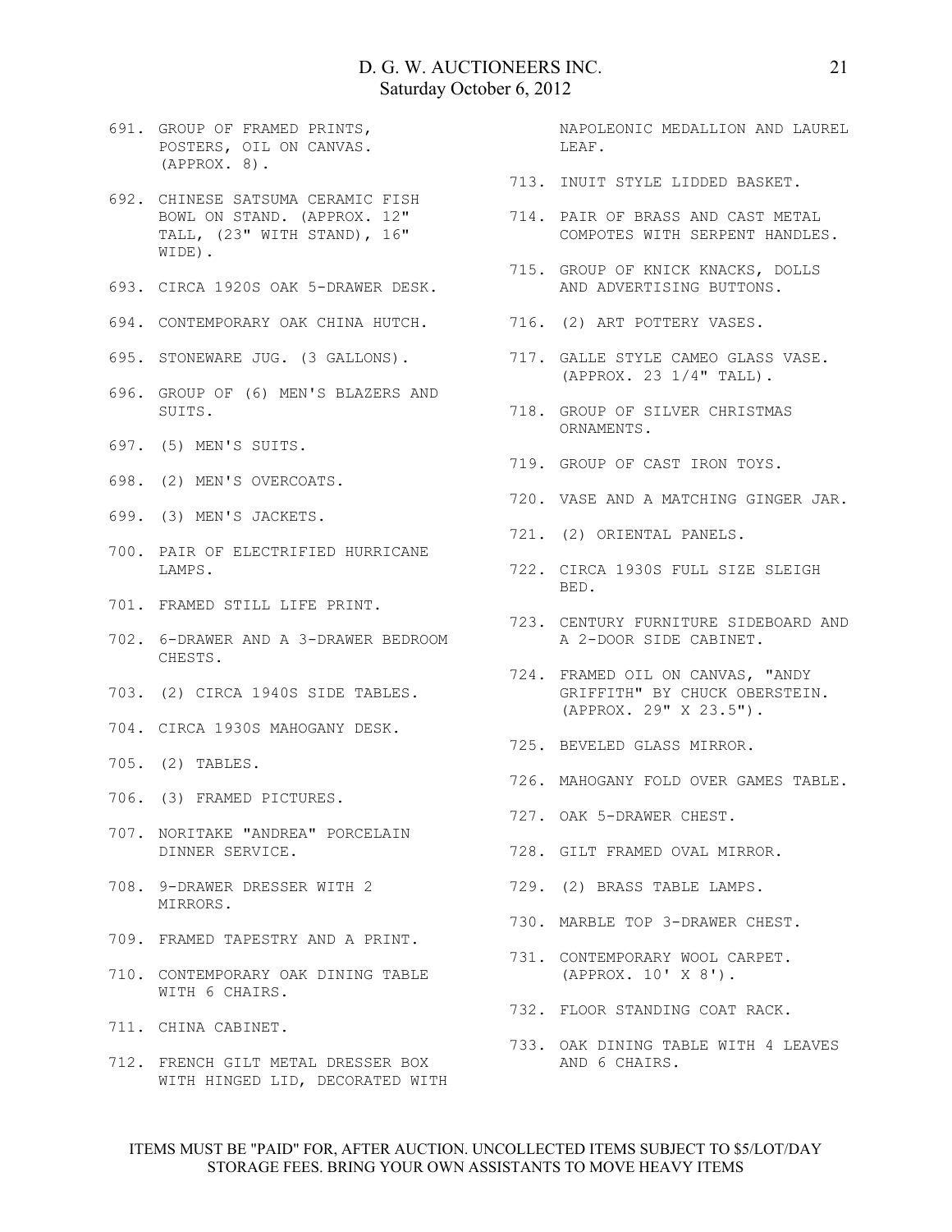691. GROUP OF FRAMED PRINTS, POSTERS, OIL ON CANVAS. (APPROX. 8).

692. CHINESE SATSUMA CERAMIC FISH BOWL ON STAND. (APPROX. 12" TALL, (23" WITH STAND), 16" WIDE).

693. CIRCA 1920S OAK 5-DRAWER DESK.

694. CONTEMPORARY OAK CHINA HUTCH.

695. STONEWARE JUG. (3 GALLONS).

696. GROUP OF (6) MEN'S BLAZERS AND SUITS.

697. (5) MEN'S SUITS.

698. (2) MEN'S OVERCOATS.

699. (3) MEN'S JACKETS.

700. PAIR OF ELECTRIFIED HURRICANE LAMPS.

701. FRAMED STILL LIFE PRINT.

702. 6-DRAWER AND A 3-DRAWER BEDROOM CHESTS.

703. (2) CIRCA 1940S SIDE TABLES.

704. CIRCA 1930S MAHOGANY DESK.

705. (2) TABLES.

706. (3) FRAMED PICTURES.

707. NORITAKE "ANDREA" PORCELAIN DINNER SERVICE.

708. 9-DRAWER DRESSER WITH 2 MIRRORS.

709. FRAMED TAPESTRY AND A PRINT.

710. CONTEMPORARY OAK DINING TABLE WITH 6 CHAIRS.

711. CHINA CABINET.

712. FRENCH GILT METAL DRESSER BOX WITH HINGED LID, DECORATED WITH NAPOLEONIC MEDALLION AND LAUREL LEAF.

713. INUIT STYLE LIDDED BASKET.

714. PAIR OF BRASS AND CAST METAL COMPOTES WITH SERPENT HANDLES.

715. GROUP OF KNICK KNACKS, DOLLS AND ADVERTISING BUTTONS.

716. (2) ART POTTERY VASES.

717. GALLE STYLE CAMEO GLASS VASE. (APPROX. 23 1/4" TALL).

718. GROUP OF SILVER CHRISTMAS ORNAMENTS.

719. GROUP OF CAST IRON TOYS.

720. VASE AND A MATCHING GINGER JAR.

721. (2) ORIENTAL PANELS.

722. CIRCA 1930S FULL SIZE SLEIGH BED.

723. CENTURY FURNITURE SIDEBOARD AND A 2-DOOR SIDE CABINET.

724. FRAMED OIL ON CANVAS, "ANDY GRIFFITH" BY CHUCK OBERSTEIN. (APPROX. 29" X 23.5").

725. BEVELED GLASS MIRROR.

726. MAHOGANY FOLD OVER GAMES TABLE.

727. OAK 5-DRAWER CHEST.

728. GILT FRAMED OVAL MIRROR.

729. (2) BRASS TABLE LAMPS.

730. MARBLE TOP 3-DRAWER CHEST.

731. CONTEMPORARY WOOL CARPET. (APPROX. 10' X 8').

732. FLOOR STANDING COAT RACK.

733. OAK DINING TABLE WITH 4 LEAVES AND 6 CHAIRS.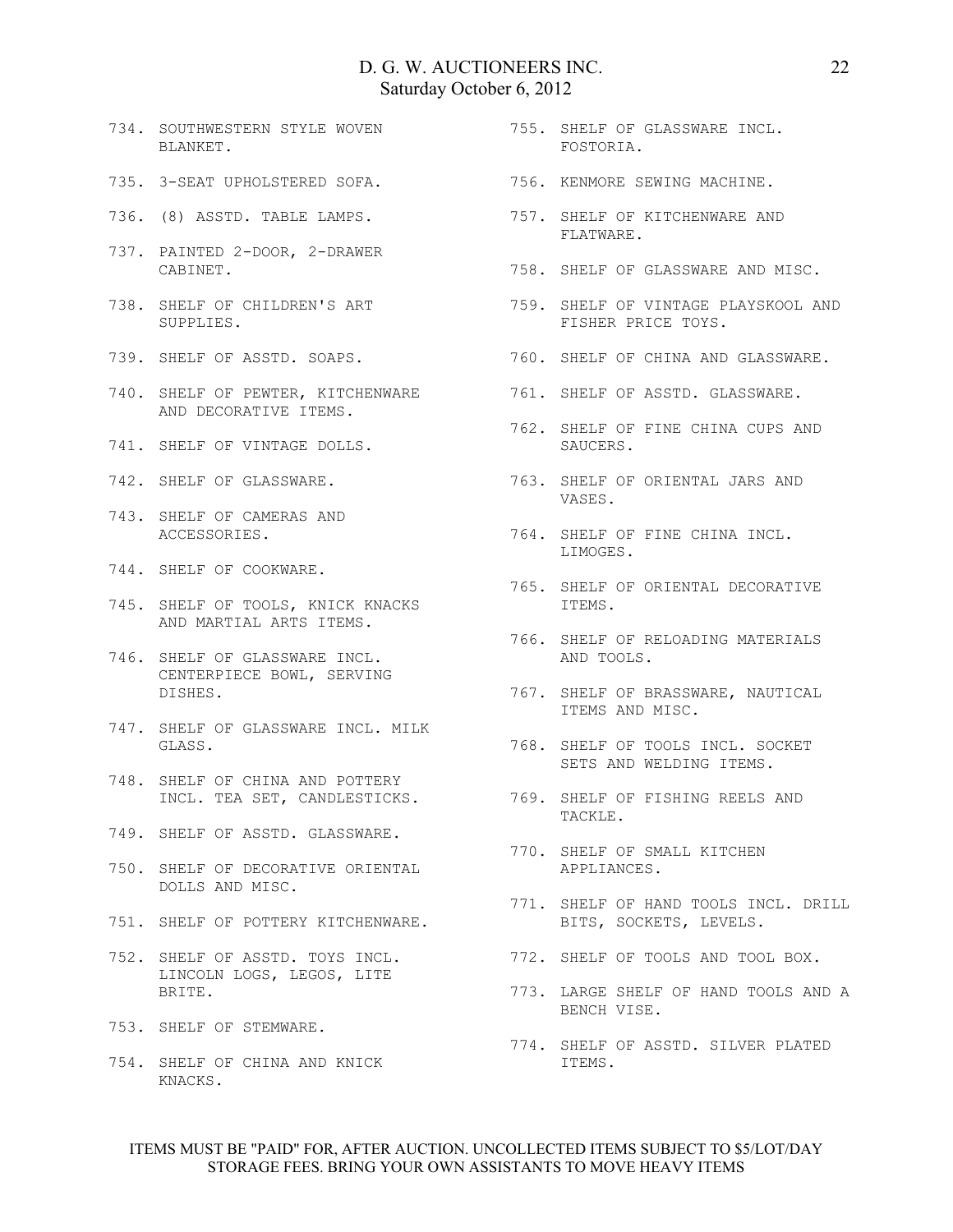734. SOUTHWESTERN STYLE WOVEN BLANKET.

735. 3-SEAT UPHOLSTERED SOFA.

736. (8) ASSTD. TABLE LAMPS.

737. PAINTED 2-DOOR, 2-DRAWER CABINET.

738. SHELF OF CHILDREN'S ART SUPPLIES.

739. SHELF OF ASSTD. SOAPS.

740. SHELF OF PEWTER, KITCHENWARE AND DECORATIVE ITEMS.

741. SHELF OF VINTAGE DOLLS.

742. SHELF OF GLASSWARE.

743. SHELF OF CAMERAS AND ACCESSORIES.

744. SHELF OF COOKWARE.

745. SHELF OF TOOLS, KNICK KNACKS AND MARTIAL ARTS ITEMS.

746. SHELF OF GLASSWARE INCL. CENTERPIECE BOWL, SERVING DISHES.

747. SHELF OF GLASSWARE INCL. MILK GLASS.

748. SHELF OF CHINA AND POTTERY INCL. TEA SET, CANDLESTICKS.

749. SHELF OF ASSTD. GLASSWARE.

750. SHELF OF DECORATIVE ORIENTAL DOLLS AND MISC.

751. SHELF OF POTTERY KITCHENWARE.

752. SHELF OF ASSTD. TOYS INCL. LINCOLN LOGS, LEGOS, LITE BRITE.

753. SHELF OF STEMWARE.

754. SHELF OF CHINA AND KNICK KNACKS.

755. SHELF OF GLASSWARE INCL. FOSTORIA.

756. KENMORE SEWING MACHINE.

757. SHELF OF KITCHENWARE AND FLATWARE.

758. SHELF OF GLASSWARE AND MISC.

759. SHELF OF VINTAGE PLAYSKOOL AND FISHER PRICE TOYS.

760. SHELF OF CHINA AND GLASSWARE.

761. SHELF OF ASSTD. GLASSWARE.

762. SHELF OF FINE CHINA CUPS AND SAUCERS.

763. SHELF OF ORIENTAL JARS AND VASES.

764. SHELF OF FINE CHINA INCL. LIMOGES.

765. SHELF OF ORIENTAL DECORATIVE ITEMS.

766. SHELF OF RELOADING MATERIALS AND TOOLS.

767. SHELF OF BRASSWARE, NAUTICAL ITEMS AND MISC.

768. SHELF OF TOOLS INCL. SOCKET SETS AND WELDING ITEMS.

769. SHELF OF FISHING REELS AND TACKLE.

770. SHELF OF SMALL KITCHEN APPLIANCES.

771. SHELF OF HAND TOOLS INCL. DRILL BITS, SOCKETS, LEVELS.

772. SHELF OF TOOLS AND TOOL BOX.

773. LARGE SHELF OF HAND TOOLS AND A BENCH VISE.

774. SHELF OF ASSTD. SILVER PLATED ITEMS.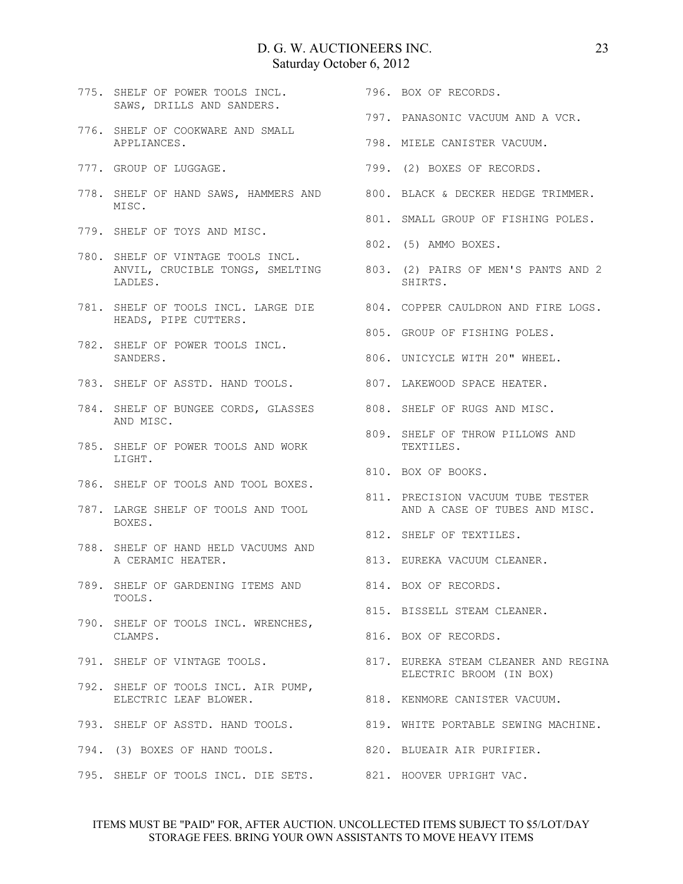775. SHELF OF POWER TOOLS INCL. SAWS, DRILLS AND SANDERS.

776. SHELF OF COOKWARE AND SMALL APPLIANCES.

777. GROUP OF LUGGAGE.

778. SHELF OF HAND SAWS, HAMMERS AND MISC.

779. SHELF OF TOYS AND MISC.

780. SHELF OF VINTAGE TOOLS INCL. ANVIL, CRUCIBLE TONGS, SMELTING LADLES.

781. SHELF OF TOOLS INCL. LARGE DIE HEADS, PIPE CUTTERS.

782. SHELF OF POWER TOOLS INCL. SANDERS.

783. SHELF OF ASSTD. HAND TOOLS.

784. SHELF OF BUNGEE CORDS, GLASSES AND MISC.

785. SHELF OF POWER TOOLS AND WORK LIGHT.

786. SHELF OF TOOLS AND TOOL BOXES.

787. LARGE SHELF OF TOOLS AND TOOL BOXES.

788. SHELF OF HAND HELD VACUUMS AND A CERAMIC HEATER.

789. SHELF OF GARDENING ITEMS AND TOOLS.

790. SHELF OF TOOLS INCL. WRENCHES, CLAMPS.

791. SHELF OF VINTAGE TOOLS.

792. SHELF OF TOOLS INCL. AIR PUMP, ELECTRIC LEAF BLOWER.

793. SHELF OF ASSTD. HAND TOOLS.

794. (3) BOXES OF HAND TOOLS.

795. SHELF OF TOOLS INCL. DIE SETS.

796. BOX OF RECORDS.

797. PANASONIC VACUUM AND A VCR.

798. MIELE CANISTER VACUUM.

799. (2) BOXES OF RECORDS.

800. BLACK & DECKER HEDGE TRIMMER.

801. SMALL GROUP OF FISHING POLES.

802. (5) AMMO BOXES.

803. (2) PAIRS OF MEN'S PANTS AND 2 SHIRTS.

804. COPPER CAULDRON AND FIRE LOGS.

805. GROUP OF FISHING POLES.

806. UNICYCLE WITH 20" WHEEL.

807. LAKEWOOD SPACE HEATER.

808. SHELF OF RUGS AND MISC.

809. SHELF OF THROW PILLOWS AND TEXTILES.

810. BOX OF BOOKS.

811. PRECISION VACUUM TUBE TESTER AND A CASE OF TUBES AND MISC.

812. SHELF OF TEXTILES.

813. EUREKA VACUUM CLEANER.

814. BOX OF RECORDS.

815. BISSELL STEAM CLEANER.

816. BOX OF RECORDS.

817. EUREKA STEAM CLEANER AND REGINA ELECTRIC BROOM (IN BOX)

818. KENMORE CANISTER VACUUM.

819. WHITE PORTABLE SEWING MACHINE.

820. BLUEAIR AIR PURIFIER.

821. HOOVER UPRIGHT VAC.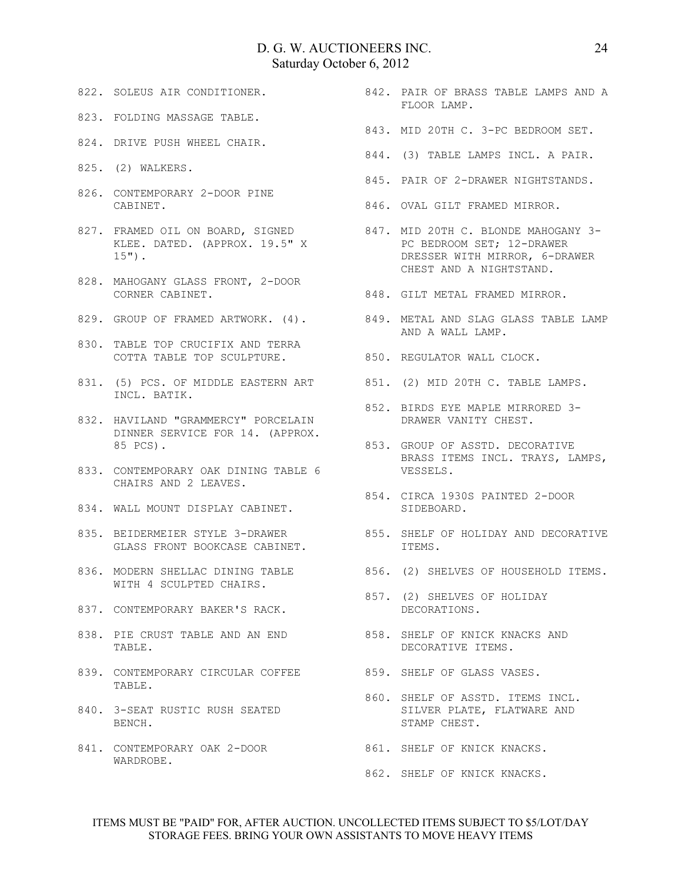822. SOLEUS AIR CONDITIONER.

823. FOLDING MASSAGE TABLE.

824. DRIVE PUSH WHEEL CHAIR.

825. (2) WALKERS.

826. CONTEMPORARY 2-DOOR PINE CABINET.

827. FRAMED OIL ON BOARD, SIGNED KLEE. DATED. (APPROX. 19.5" X 15").

828. MAHOGANY GLASS FRONT, 2-DOOR CORNER CABINET.

829. GROUP OF FRAMED ARTWORK. (4).

830. TABLE TOP CRUCIFIX AND TERRA COTTA TABLE TOP SCULPTURE.

831. (5) PCS. OF MIDDLE EASTERN ART INCL. BATIK.

832. HAVILAND "GRAMMERCY" PORCELAIN DINNER SERVICE FOR 14. (APPROX. 85 PCS).

833. CONTEMPORARY OAK DINING TABLE 6 CHAIRS AND 2 LEAVES.

834. WALL MOUNT DISPLAY CABINET.

835. BEIDERMEIER STYLE 3-DRAWER GLASS FRONT BOOKCASE CABINET.

836. MODERN SHELLAC DINING TABLE WITH 4 SCULPTED CHAIRS.

837. CONTEMPORARY BAKER'S RACK.

838. PIE CRUST TABLE AND AN END TABLE.

839. CONTEMPORARY CIRCULAR COFFEE TABLE.

840. 3-SEAT RUSTIC RUSH SEATED BENCH.

841. CONTEMPORARY OAK 2-DOOR WARDROBE.

842. PAIR OF BRASS TABLE LAMPS AND A FLOOR LAMP.

843. MID 20TH C. 3-PC BEDROOM SET.

844. (3) TABLE LAMPS INCL. A PAIR.

845. PAIR OF 2-DRAWER NIGHTSTANDS.

846. OVAL GILT FRAMED MIRROR.

847. MID 20TH C. BLONDE MAHOGANY 3-PC BEDROOM SET; 12-DRAWER DRESSER WITH MIRROR, 6-DRAWER CHEST AND A NIGHTSTAND.

848. GILT METAL FRAMED MIRROR.

849. METAL AND SLAG GLASS TABLE LAMP AND A WALL LAMP.

850. REGULATOR WALL CLOCK.

851. (2) MID 20TH C. TABLE LAMPS.

852. BIRDS EYE MAPLE MIRRORED 3-DRAWER VANITY CHEST.

853. GROUP OF ASSTD. DECORATIVE BRASS ITEMS INCL. TRAYS, LAMPS, VESSELS.

854. CIRCA 1930S PAINTED 2-DOOR SIDEBOARD.

855. SHELF OF HOLIDAY AND DECORATIVE ITEMS.

856. (2) SHELVES OF HOUSEHOLD ITEMS.

857. (2) SHELVES OF HOLIDAY DECORATIONS.

858. SHELF OF KNICK KNACKS AND DECORATIVE ITEMS.

859. SHELF OF GLASS VASES.

860. SHELF OF ASSTD. ITEMS INCL. SILVER PLATE, FLATWARE AND STAMP CHEST.

861. SHELF OF KNICK KNACKS.

862. SHELF OF KNICK KNACKS.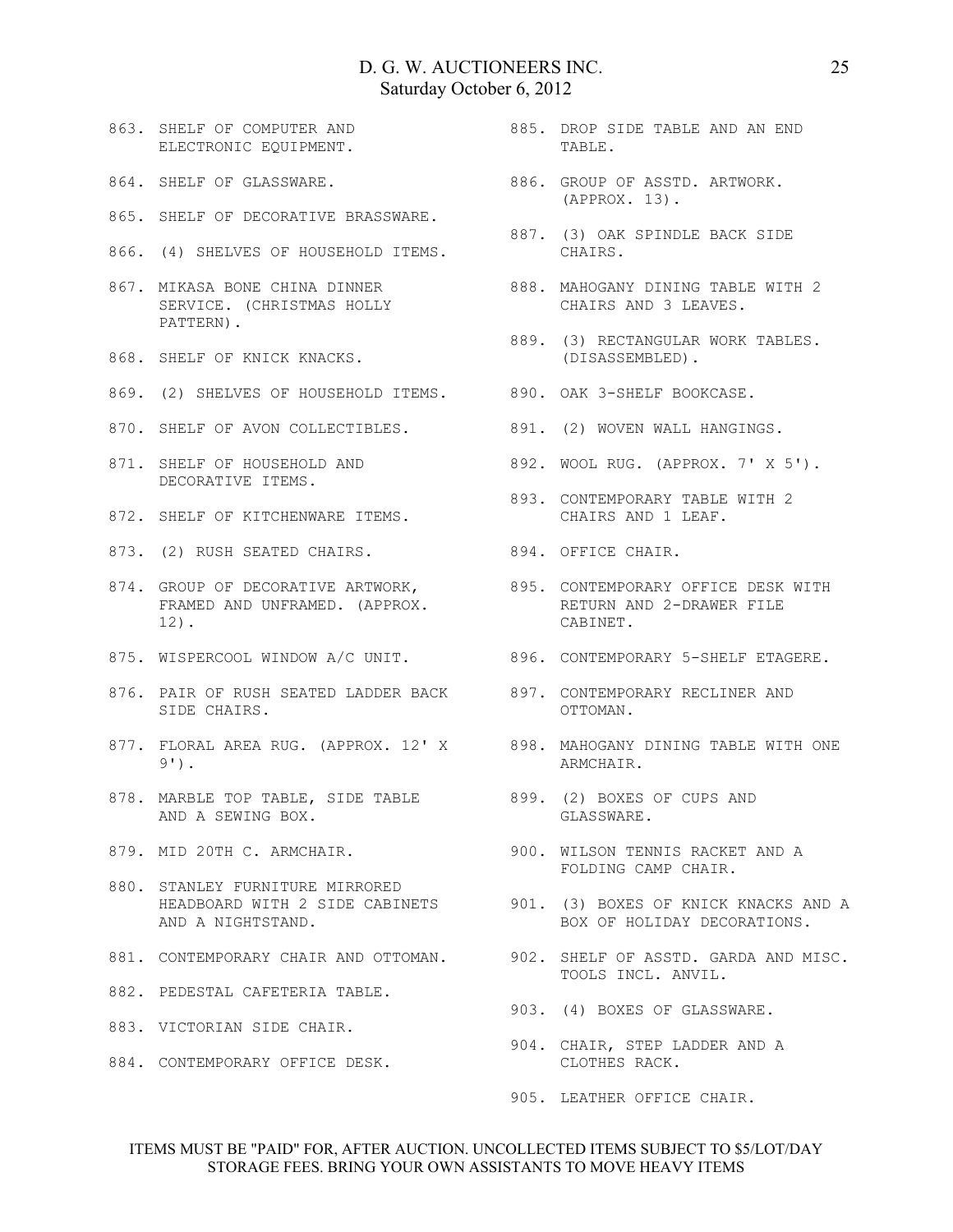863. SHELF OF COMPUTER AND ELECTRONIC EQUIPMENT.

864. SHELF OF GLASSWARE.

865. SHELF OF DECORATIVE BRASSWARE.

866. (4) SHELVES OF HOUSEHOLD ITEMS.

867. MIKASA BONE CHINA DINNER SERVICE. (CHRISTMAS HOLLY PATTERN).

868. SHELF OF KNICK KNACKS.

869. (2) SHELVES OF HOUSEHOLD ITEMS.

870. SHELF OF AVON COLLECTIBLES.

871. SHELF OF HOUSEHOLD AND DECORATIVE ITEMS.

872. SHELF OF KITCHENWARE ITEMS.

873. (2) RUSH SEATED CHAIRS.

874. GROUP OF DECORATIVE ARTWORK, FRAMED AND UNFRAMED. (APPROX. 12).

875. WISPERCOOL WINDOW A/C UNIT.

876. PAIR OF RUSH SEATED LADDER BACK SIDE CHAIRS.

877. FLORAL AREA RUG. (APPROX. 12' X 9').

878. MARBLE TOP TABLE, SIDE TABLE AND A SEWING BOX.

879. MID 20TH C. ARMCHAIR.

880. STANLEY FURNITURE MIRRORED HEADBOARD WITH 2 SIDE CABINETS AND A NIGHTSTAND.

881. CONTEMPORARY CHAIR AND OTTOMAN.

882. PEDESTAL CAFETERIA TABLE.

883. VICTORIAN SIDE CHAIR.

884. CONTEMPORARY OFFICE DESK.

885. DROP SIDE TABLE AND AN END TABLE.

886. GROUP OF ASSTD. ARTWORK. (APPROX. 13).

887. (3) OAK SPINDLE BACK SIDE CHAIRS.

888. MAHOGANY DINING TABLE WITH 2 CHAIRS AND 3 LEAVES.

889. (3) RECTANGULAR WORK TABLES. (DISASSEMBLED).

890. OAK 3-SHELF BOOKCASE.

891. (2) WOVEN WALL HANGINGS.

892. WOOL RUG. (APPROX. 7' X 5').

893. CONTEMPORARY TABLE WITH 2 CHAIRS AND 1 LEAF.

894. OFFICE CHAIR.

895. CONTEMPORARY OFFICE DESK WITH RETURN AND 2-DRAWER FILE CABINET.

896. CONTEMPORARY 5-SHELF ETAGERE.

897. CONTEMPORARY RECLINER AND OTTOMAN.

898. MAHOGANY DINING TABLE WITH ONE ARMCHAIR.

899. (2) BOXES OF CUPS AND GLASSWARE.

900. WILSON TENNIS RACKET AND A FOLDING CAMP CHAIR.

901. (3) BOXES OF KNICK KNACKS AND A BOX OF HOLIDAY DECORATIONS.

902. SHELF OF ASSTD. GARDA AND MISC. TOOLS INCL. ANVIL.

903. (4) BOXES OF GLASSWARE.

904. CHAIR, STEP LADDER AND A CLOTHES RACK.

905. LEATHER OFFICE CHAIR.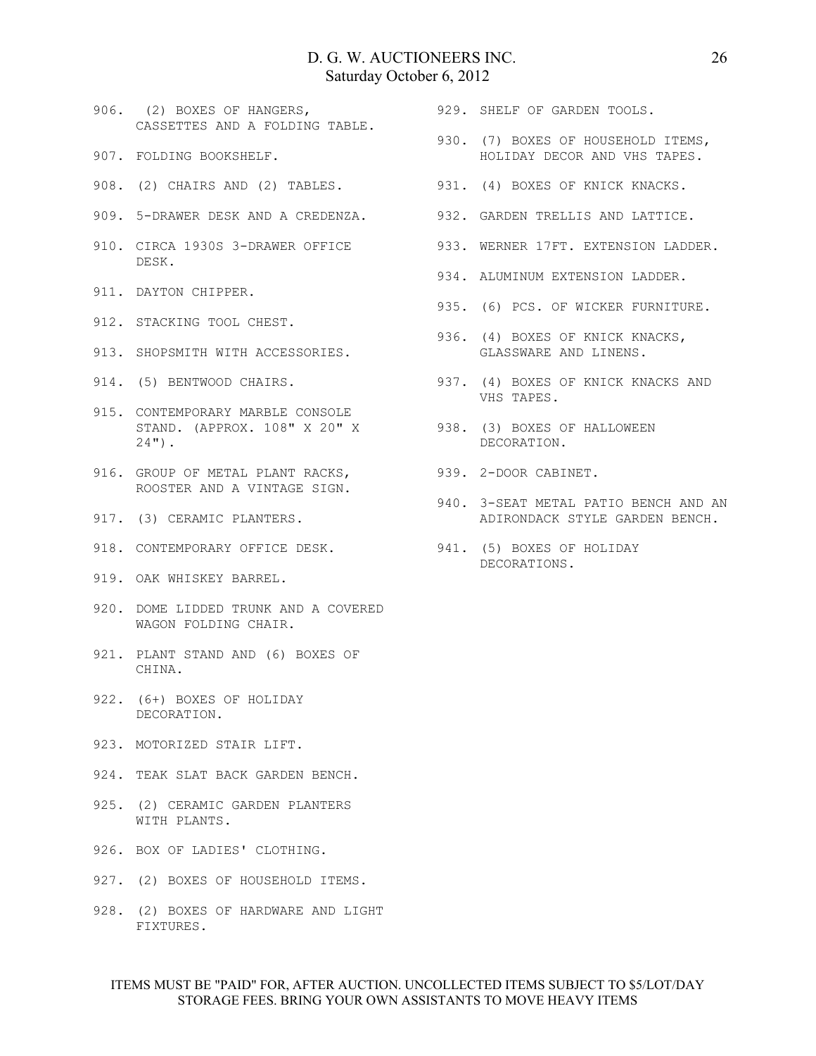906. (2) BOXES OF HANGERS, CASSETTES AND A FOLDING TABLE.

907. FOLDING BOOKSHELF.

908. (2) CHAIRS AND (2) TABLES.

909. 5-DRAWER DESK AND A CREDENZA.

910. CIRCA 1930S 3-DRAWER OFFICE DESK.

911. DAYTON CHIPPER.

912. STACKING TOOL CHEST.

913. SHOPSMITH WITH ACCESSORIES.

914. (5) BENTWOOD CHAIRS.

915. CONTEMPORARY MARBLE CONSOLE STAND. (APPROX. 108" X 20" X 24").

916. GROUP OF METAL PLANT RACKS, ROOSTER AND A VINTAGE SIGN.

917. (3) CERAMIC PLANTERS.

918. CONTEMPORARY OFFICE DESK.

919. OAK WHISKEY BARREL.

920. DOME LIDDED TRUNK AND A COVERED WAGON FOLDING CHAIR.

921. PLANT STAND AND (6) BOXES OF CHINA.

922. (6+) BOXES OF HOLIDAY DECORATION.

923. MOTORIZED STAIR LIFT.

924. TEAK SLAT BACK GARDEN BENCH.

925. (2) CERAMIC GARDEN PLANTERS WITH PLANTS.

926. BOX OF LADIES' CLOTHING.

927. (2) BOXES OF HOUSEHOLD ITEMS.

928. (2) BOXES OF HARDWARE AND LIGHT FIXTURES.

929. SHELF OF GARDEN TOOLS.

930. (7) BOXES OF HOUSEHOLD ITEMS, HOLIDAY DECOR AND VHS TAPES.

931. (4) BOXES OF KNICK KNACKS.

932. GARDEN TRELLIS AND LATTICE.

933. WERNER 17FT. EXTENSION LADDER.

934. ALUMINUM EXTENSION LADDER.

935. (6) PCS. OF WICKER FURNITURE.

936. (4) BOXES OF KNICK KNACKS, GLASSWARE AND LINENS.

937. (4) BOXES OF KNICK KNACKS AND VHS TAPES.

938. (3) BOXES OF HALLOWEEN DECORATION.

939. 2-DOOR CABINET.

940. 3-SEAT METAL PATIO BENCH AND AN ADIRONDACK STYLE GARDEN BENCH.

941. (5) BOXES OF HOLIDAY DECORATIONS.